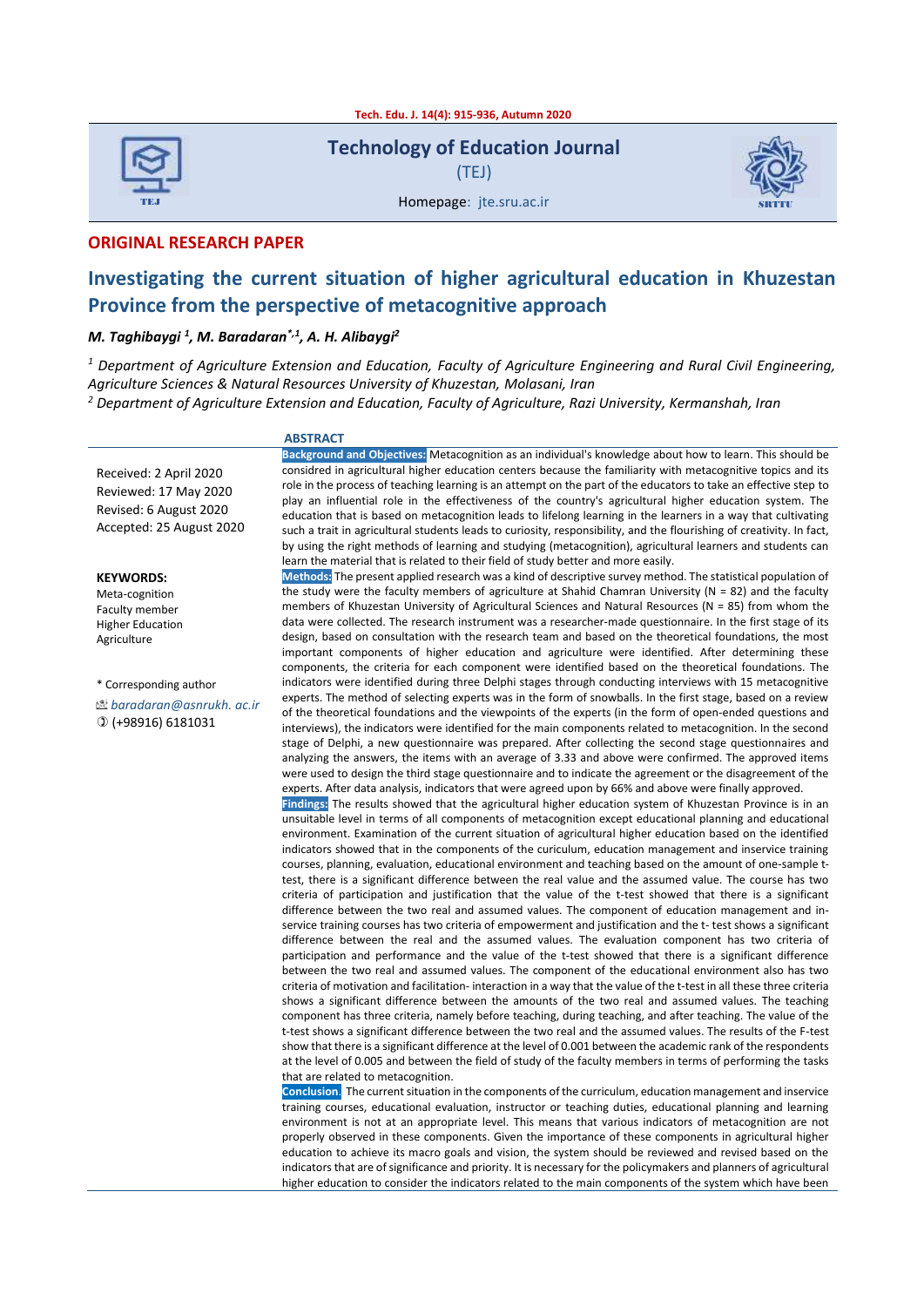Technology of Education Journal

(TEJ)

Homepage: jte.sru.ac.ir

**ORIGINAL RESEARCH PAPER**

# Investigating the current situation of higher agricultural education in Khuzestan Province from the perspective of metacognitive approach

*M. Taghibaygi [1], M. Baradaran[*,1], A. H. Alibaygi[2]*

[1] *Department of Agriculture Extension and Education, Faculty of Agriculture Engineering and Rural Civil Engineering, Agriculture Sciences & Natural Resources University of Khuzestan, Molasani, Iran*

[2] *Department of Agriculture Extension and Education, Faculty of Agriculture, Razi University, Kermanshah, Iran*

Received: 2 April 2020
Reviewed: 17 May 2020
Revised: 6 August 2020
Accepted: 25 August 2020

**KEYWORDS:**
Meta-cognition
Faculty member
Higher Education
Agriculture

\* Corresponding author
*baradaran@asnrukh. ac.ir*
(+98916) 6181031

## ABSTRACT

**Background and Objectives:** Metacognition as an individual's knowledge about how to learn. This should be considred in agricultural higher education centers because the familiarity with metacognitive topics and its role in the process of teaching learning is an attempt on the part of the educators to take an effective step to play an influential role in the effectiveness of the country's agricultural higher education system. The education that is based on metacognition leads to lifelong learning in the learners in a way that cultivating such a trait in agricultural students leads to curiosity, responsibility, and the flourishing of creativity. In fact, by using the right methods of learning and studying (metacognition), agricultural learners and students can learn the material that is related to their field of study better and more easily.

**Methods:** The present applied research was a kind of descriptive survey method. The statistical population of the study were the faculty members of agriculture at Shahid Chamran University (N = 82) and the faculty members of Khuzestan University of Agricultural Sciences and Natural Resources (N = 85) from whom the data were collected. The research instrument was a researcher-made questionnaire. In the first stage of its design, based on consultation with the research team and based on the theoretical foundations, the most important components of higher education and agriculture were identified. After determining these components, the criteria for each component were identified based on the theoretical foundations. The indicators were identified during three Delphi stages through conducting interviews with 15 metacognitive experts. The method of selecting experts was in the form of snowballs. In the first stage, based on a review of the theoretical foundations and the viewpoints of the experts (in the form of open-ended questions and interviews), the indicators were identified for the main components related to metacognition. In the second stage of Delphi, a new questionnaire was prepared. After collecting the second stage questionnaires and analyzing the answers, the items with an average of 3.33 and above were confirmed. The approved items were used to design the third stage questionnaire and to indicate the agreement or the disagreement of the experts. After data analysis, indicators that were agreed upon by 66% and above were finally approved.

**Findings:** The results showed that the agricultural higher education system of Khuzestan Province is in an unsuitable level in terms of all components of metacognition except educational planning and educational environment. Examination of the current situation of agricultural higher education based on the identified indicators showed that in the components of the curiculum, education management and inservice training courses, planning, evaluation, educational environment and teaching based on the amount of one-sample t-test, there is a significant difference between the real value and the assumed value. The course has two criteria of participation and justification that the value of the t-test showed that there is a significant difference between the two real and assumed values. The component of education management and in-service training courses has two criteria of empowerment and justification and the t- test shows a significant difference between the real and the assumed values. The evaluation component has two criteria of participation and performance and the value of the t-test showed that there is a significant difference between the two real and assumed values. The component of the educational environment also has two criteria of motivation and facilitation- interaction in a way that the value of the t-test in all these three criteria shows a significant difference between the amounts of the two real and assumed values. The teaching component has three criteria, namely before teaching, during teaching, and after teaching. The value of the t-test shows a significant difference between the two real and the assumed values. The results of the F-test show that there is a significant difference at the level of 0.001 between the academic rank of the respondents at the level of 0.005 and between the field of study of the faculty members in terms of performing the tasks that are related to metacognition.

**Conclusion.** The current situation in the components of the curiculum, education management and inservice training courses, educational evaluation, instructor or teaching duties, educational planning and learning environment is not at an appropriate level. This means that various indicators of metacognition are not properly observed in these components. Given the importance of these components in agricultural higher education to achieve its macro goals and vision, the system should be reviewed and revised based on the indicators that are of significance and priority. It is necessary for the policymakers and planners of agricultural higher education to consider the indicators related to the main components of the system which have been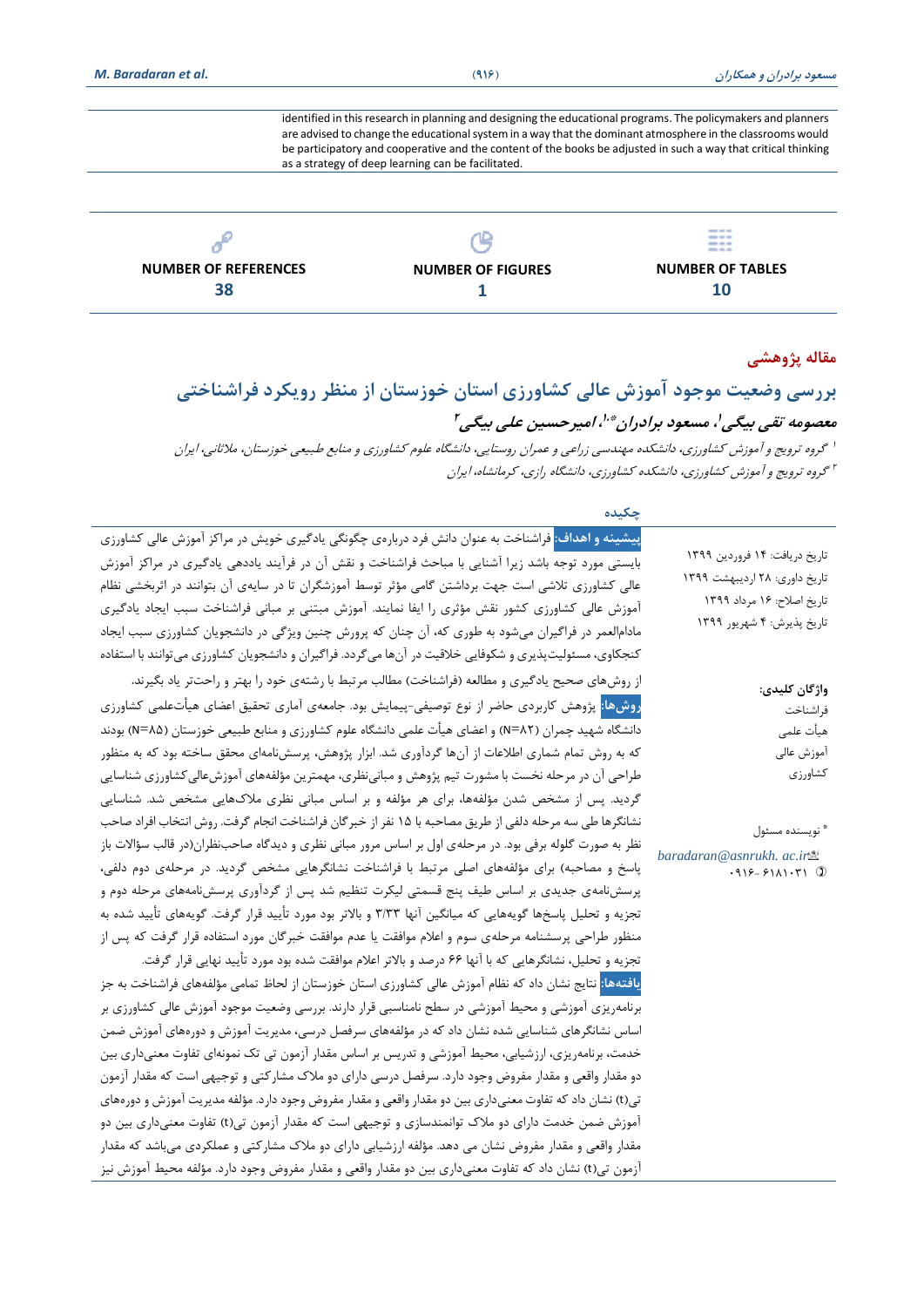identified in this research in planning and designing the educational programs. The policymakers and planners are advised to change the educational system in a way that the dominant atmosphere in the classrooms would be participatory and cooperative and the content of the books be adjusted in such a way that critical thinking as a strategy of deep learning can be facilitated.

| NUMBER OF REFERENCES | NUMBER OF FIGURES | NUMBER OF TABLES |
|---|---|---|
| 38 | 1 | 10 |

**مقاله پژوهشی**

# بررسی وضعیت موجود آموزش عالی کشاورزی استان خوزستان از منظر رویکرد فراشناختی

***معصومه تقی بیگی[1]، مسعود برادران*[1]، امیرحسین علی بیگی[2]***

*[1] گروه ترویج و آموزش کشاورزی، دانشکده مهندسی زراعی و عمران روستایی، دانشگاه علوم کشاورزی و منابع طبیعی خوزستان، ملاثانی، ایران*

*[2] گروه ترویج و آموزش کشاورزی، دانشکده کشاورزی، دانشگاه رازی، کرمانشاه، ایران*

تاریخ دریافت: ۱۴ فروردین ۱۳۹۹
تاریخ داوری: ۲۸ اردیبهشت ۱۳۹۹
تاریخ اصلاح: ۱۶ مرداد ۱۳۹۹
تاریخ پذیرش: ۴ شهریور ۱۳۹۹

**واژگان کلیدی:**
فراشناخت
هیأت علمی
آموزش عالی
کشاورزی

\* نویسنده مسئول
baradaran@asnrukh. ac.ir
۰۹۱۶-۶۱۸۱۰۳۱

## چکیده

**پیشینه و اهداف:** فراشناخت به عنوان دانش فرد درباره‌ی چگونگی یادگیری خویش در مراکز آموزش عالی کشاورزی بایستی مورد توجه باشد زیرا آشنایی با مباحث فراشناخت و نقش آن در فرآیند یاددهی یادگیری در مراکز آموزش عالی کشاورزی تلاشی است جهت برداشتن گامی مؤثر توسط آموزشگران تا در سایه‌ی آن بتوانند در اثربخشی نظام آموزش عالی کشاورزی کشور نقش مؤثری را ایفا نمایند. آموزش مبتنی بر مبانی فراشناخت سبب ایجاد یادگیری مادام‌العمر در فراگیران می‌شود به طوری که، آن چنان که پرورش چنین ویژگی در دانشجویان کشاورزی سبب ایجاد کنجکاوی، مسئولیت‌پذیری و شکوفایی خلاقیت در آن‌ها می‌گردد. فراگیران و دانشجویان کشاورزی می‌توانند با استفاده از روش‌های صحیح یادگیری و مطالعه (فراشناخت) مطالب مرتبط با رشته‌ی خود را بهتر و راحت‌تر یاد بگیرند.

**روش‌ها:** پژوهش کاربردی حاضر از نوع توصیفی-پیمایش بود. جامعه‌ی آماری تحقیق اعضای هیأت‌علمی کشاورزی دانشگاه شهید چمران (N=۸۲) و اعضای هیأت علمی دانشگاه علوم کشاورزی و منابع طبیعی خوزستان (N=۸۵) بودند که به روش تمام شماری اطلاعات از آن‌ها گردآوری شد. ابزار پژوهش، پرسش‌نامه‌ای محقق ساخته بود که به منظور طراحی آن در مرحله نخست با مشورت تیم پژوهش و مبانی‌نظری، مهمترین مؤلفه‌های آموزش‌عالی‌کشاورزی شناسایی گردید. پس از مشخص شدن مؤلفه‌ها، برای هر مؤلفه و بر اساس مبانی نظری ملاک‌هایی مشخص شد. شناسایی نشانگرها طی سه مرحله دلفی از طریق مصاحبه با ۱۵ نفر از خبرگان فراشناخت انجام گرفت. روش انتخاب افراد صاحب نظر به صورت گلوله برفی بود. در مرحله‌ی اول بر اساس مرور مبانی نظری و دیدگاه صاحب‌نظران(در قالب سؤالات باز پاسخ و مصاحبه) برای مؤلفه‌های اصلی مرتبط با فراشناخت نشانگرهایی مشخص گردید. در مرحله‌ی دوم دلفی، پرسش‌نامه‌ی جدیدی بر اساس طیف پنج قسمتی لیکرت تنظیم شد پس از گردآوری پرسش‌نامه‌های مرحله دوم و تجزیه و تحلیل پاسخ‌ها گویه‌هایی که میانگین آنها ۳/۳۳ و بالاتر بود مورد تأیید قرار گرفت. گویه‌های تأیید شده به منظور طراحی پرسشنامه مرحله‌ی سوم و اعلام موافقت یا عدم موافقت خبرگان مورد استفاده قرار گرفت که پس از تجزیه و تحلیل، نشانگرهایی که با آنها ۶۶ درصد و بالاتر اعلام موافقت شده بود مورد تأیید نهایی قرار گرفت.

**یافته‌ها:** نتایج نشان داد که نظام آموزش عالی کشاورزی استان خوزستان از لحاظ تمامی مؤلفه‌های فراشناخت به جز برنامه‌ریزی آموزشی و محیط آموزشی در سطح نامناسبی قرار دارند. بررسی وضعیت موجود آموزش عالی کشاورزی بر اساس نشانگرهای شناسایی شده نشان داد که در مؤلفه‌های سرفصل درسی، مدیریت آموزش و دوره‌های آموزش ضمن خدمت، برنامه‌ریزی، ارزشیابی، محیط آموزشی و تدریس بر اساس مقدار آزمون تی تک نمونه‌ای تفاوت معنی‌داری بین دو مقدار واقعی و مقدار مفروض وجود دارد. سرفصل درسی دارای دو ملاک مشارکتی و توجیهی است که مقدار آزمون تی(t) نشان داد که تفاوت معنی‌داری بین دو مقدار واقعی و مقدار مفروض وجود دارد. مؤلفه مدیریت آموزش و دوره‌های آموزش ضمن خدمت دارای دو ملاک توانمندسازی و توجیهی است که مقدار آزمون تی(t) تفاوت معنی‌داری بین دو مقدار واقعی و مقدار مفروض نشان می دهد. مؤلفه ارزشیابی دارای دو ملاک مشارکتی و عملکردی می‌باشد که مقدار آزمون تی(t) نشان داد که تفاوت معنی‌داری بین دو مقدار واقعی و مقدار مفروض وجود دارد. مؤلفه محیط آموزش نیز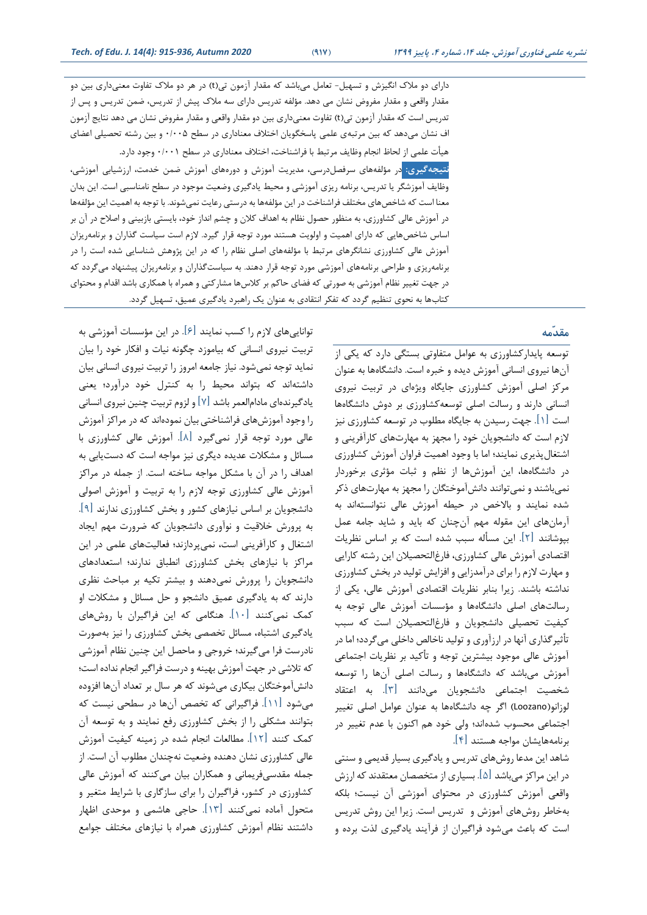دارای دو ملاک انگیزش و تسهیل- تعامل می‌باشد که مقدار آزمون تی(t) در هر دو ملاک تفاوت معنی‌داری بین دو مقدار واقعی و مقدار مفروض نشان می دهد. مؤلفه تدریس دارای سه ملاک پیش از تدریس، ضمن تدریس و پس از تدریس است که مقدار آزمون تی(t) تفاوت معنی‌داری بین دو مقدار واقعی و مقدار مفروض نشان می دهد نتایج آزمون اف نشان می‌دهد که بین مرتبه‌ی علمی پاسخگویان اختلاف معناداری در سطح ۰/۰۰۵ و بین رشته تحصیلی اعضای هیأت علمی از لحاظ انجام وظایف مرتبط با فراشناخت، اختلاف معناداری در سطح ۰/۰۰۱ وجود دارد.

**نتیجه‌گیری:** در مؤلفه‌های سرفصل‌درسی، مدیریت آموزش و دوره‌های آموزش ضمن خدمت، ارزشیابی آموزشی، وظایف آموزشگر یا تدریس، برنامه ریزی آموزشی و محیط یادگیری وضعیت موجود در سطح نامناسبی است. این بدان معنا است که شاخص‌های مختلف فراشناخت در این مؤلفه‌ها به درستی رعایت نمی‌شوند. با توجه به اهمیت این مؤلفه‌ها در آموزش عالی کشاورزی، به منظور حصول نظام به اهداف کلان و چشم انداز خود، بایستی بازبینی و اصلاح در آن بر اساس شاخص‌هایی که دارای اهمیت و اولویت هستند مورد توجه قرار گیرد. لازم است سیاست گذاران و برنامه‌ریزان آموزش عالی کشاورزی نشانگرهای مرتبط با مؤلفه‌های اصلی نظام را که در این پژوهش شناسایی شده است را در برنامه‌ریزی و طراحی برنامه‌های آموزشی مورد توجه قرار دهند. به سیاست‌گذاران و برنامه‌ریزان پیشنهاد می‌گردد که در جهت تغییر نظام آموزشی به صورتی که فضای حاکم بر کلاس‌ها مشارکتی و همراه با همکاری باشد اقدام و محتوای کتاب‌ها به نحوی تنظیم گردد که تفکر انتقادی به عنوان یک راهبرد یادگیری عمیق، تسهیل گردد.

## مقدّمه

توسعه پایدارکشاورزی به عوامل متفاوتی بستگی دارد که یکی از آن‌ها نیروی انسانی آموزش دیده و خبره است. دانشگاه‌ها به عنوان مرکز اصلی آموزش کشاورزی جایگاه ویژه‌ای در تربیت نیروی انسانی دارند و رسالت اصلی توسعه‌کشاورزی بر دوش دانشگاه‌ها است [۱]. جهت رسیدن به جایگاه مطلوب در توسعه کشاورزی نیز لازم است که دانشجویان خود را مجهز به مهارت‌های کارآفرینی و اشتغال‌پذیری نمایند؛ اما با وجود اهمیت فراوان آموزش کشاورزی در دانشگاه‌ها، این آموزش‌ها از نظم و ثبات مؤثری برخوردار نمی‌باشند و نمی‌توانند دانش‌آموختگان را مجهز به مهارت‌های ذکر شده نمایند و بالاخص در حیطه آموزش عالی نتوانسته‌اند به آرمان‌های این مقوله مهم آن‌چنان که باید و شاید جامه عمل بپوشانند [۲]. این مسأله سبب شده است که بر اساس نظریات اقتصادی آموزش عالی کشاورزی، فارغ‌التحصیلان این رشته کارایی و مهارت لازم را برای درآمدزایی و افزایش تولید در بخش کشاورزی نداشته باشند. زیرا بنابر نظریات اقتصادی آموزش عالی، یکی از رسالت‌های اصلی دانشگاه‌ها و مؤسسات آموزش عالی توجه به کیفیت تحصیلی دانشجویان و فارغ‌التحصیلان است که سبب تأثیرگذاری آنها در ارزآوری و تولید ناخالص داخلی می‌گردد؛ اما در آموزش عالی موجود بیشترین توجه و تأکید بر نظریات اجتماعی آموزش می‌باشد که دانشگاه‌ها و رسالت اصلی آن‌ها را توسعه شخصیت اجتماعی دانشجویان می‌دانند [۳]. به اعتقاد لوزانو(Loozano) اگر چه دانشگاه‌ها به عنوان عوامل اصلی تغییر اجتماعی محسوب شده‌اند؛ ولی خود هم اکنون با عدم تغییر در برنامه‌هایشان مواجه هستند [۴].

شاهد این مدعا روش‌های تدریس و یادگیری بسیار قدیمی و سنتی در این مراکز می‌باشد [۵]. بسیاری از متخصصان معتقدند که ارزش واقعی آموزش کشاورزی در محتوای آموزشی آن نیست؛ بلکه به‌خاطر روش‌های آموزش و تدریس است. زیرا این روش تدریس است که باعث می‌شود فراگیران از فرآیند یادگیری لذت برده و توانایی‌های لازم را کسب نمایند [۶]. در این مؤسسات آموزشی به تربیت نیروی انسانی که بیاموزد چگونه نیات و افکار خود را بیان نماید توجه نمی‌شود. نیاز جامعه امروز را تربیت نیروی انسانی بیان داشته‌اند که بتواند محیط را به کنترل خود درآورد؛ یعنی یادگیرنده‌ای مادام‌العمر باشد [۷] و لزوم تربیت چنین نیروی انسانی را وجود آموزش‌های فراشناختی بیان نموده‌اند که در مراکز آموزش عالی مورد توجه قرار نمی‌گیرد [۸]. آموزش عالی کشاورزی با مسائل و مشکلات عدیده دیگری نیز مواجه است که دست‌یابی به اهداف را در آن با مشکل مواجه ساخته است. از جمله در مراکز آموزش عالی کشاورزی توجه لازم را به تربیت و آموزش اصولی دانشجویان بر اساس نیازهای کشور و بخش کشاورزی ندارند [۹]. به پرورش خلاقیت و نوآوری دانشجویان که ضرورت مهم ایجاد اشتغال و کارآفرینی است، نمی‌پردازند؛ فعالیت‌های علمی در این مراکز با نیازهای بخش کشاورزی انطباق ندارند؛ استعدادهای دانشجویان را پرورش نمی‌دهند و بیشتر تکیه بر مباحث نظری دارند که به یادگیری عمیق دانشجو و حل مسائل و مشکلات او کمک نمی‌کنند [۱۰]. هنگامی که این فراگیران با روش‌های یادگیری اشتباه، مسائل تخصصی بخش کشاورزی را نیز به‌صورت نادرست فرا می‌گیرند؛ خروجی و ماحصل این چنین نظام آموزشی که تلاشی در جهت آموزش بهینه و درست فراگیر انجام نداده است؛ دانش‌آموختگان بیکاری می‌شوند که هر سال بر تعداد آن‌ها افزوده می‌شود [۱۱]. فراگیرانی که تخصص آن‌ها در سطحی نیست که بتوانند مشکلی را از بخش کشاورزی رفع نمایند و به توسعه آن کمک کنند [۱۲]. مطالعات انجام شده در زمینه کیفیت آموزش عالی کشاورزی نشان دهنده وضعیت نه‌چندان مطلوب آن است. از جمله مقدسی‌فریمانی و همکاران بیان می‌کنند که آموزش عالی کشاورزی در کشور، فراگیران را برای سازگاری با شرایط متغیر و متحول آماده نمی‌کنند [۱۳]. حاجی هاشمی و موحدی اظهار داشتند نظام آموزش کشاورزی همراه با نیازهای مختلف جوامع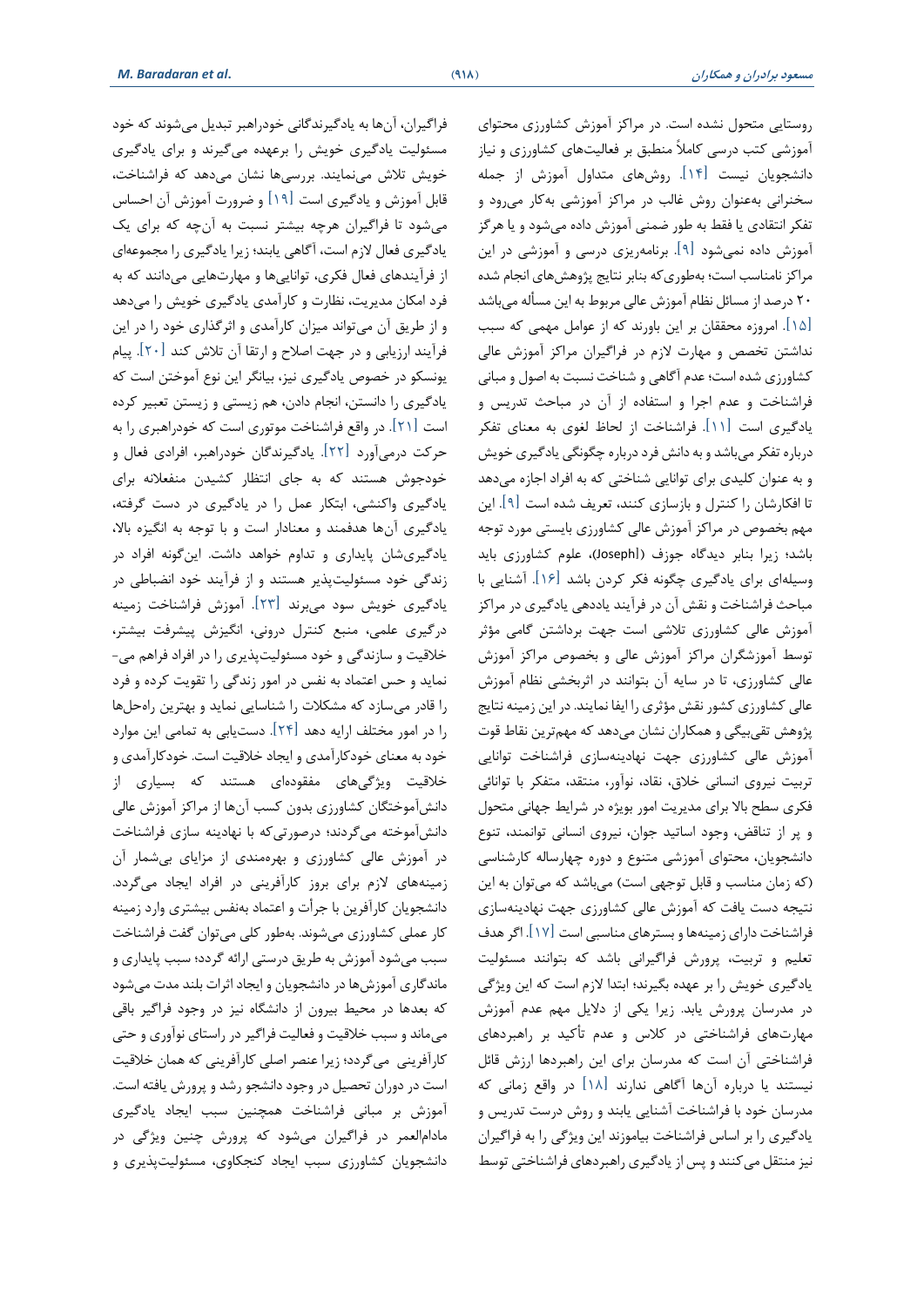روستایی متحول نشده است. در مراکز آموزش کشاورزی محتوای آموزشی کتب درسی کاملاً منطبق بر فعالیت‌های کشاورزی و نیاز دانشجویان نیست [۱۴]. روش‌های متداول آموزش از جمله سخنرانی به‌عنوان روش غالب در مراکز آموزشی به‌کار می‌رود و تفکر انتقادی یا فقط به طور ضمنی آموزش داده می‌شود و یا هرگز آموزش داده نمی‌شود [۹]. برنامه‌ریزی درسی و آموزشی در این مراکز نامناسب است؛ به‌طوری‌که بنابر نتایج پژوهش‌های انجام شده ۲۰ درصد از مسائل نظام آموزش عالی مربوط به این مسأله می‌باشد [۱۵]. امروزه محققان بر این باورند که از عوامل مهمی که سبب نداشتن تخصص و مهارت لازم در فراگیران مراکز آموزش عالی کشاورزی شده است؛ عدم آگاهی و شناخت نسبت به اصول و مبانی فراشناخت و عدم اجرا و استفاده از آن در مباحث تدریس و یادگیری است [۱۱]. فراشناخت از لحاظ لغوی به معنای تفکر درباره تفکر می‌باشد و به دانش فرد درباره چگونگی یادگیری خویش و به عنوان کلیدی برای توانایی شناختی که به افراد اجازه می‌دهد تا افکارشان را کنترل و بازسازی کنند، تعریف شده است [۹]. این مهم بخصوص در مراکز آموزش عالی کشاورزی بایستی مورد توجه باشد؛ زیرا بنابر دیدگاه جوزف (Joseph)، علوم کشاورزی باید وسیله‌ای برای یادگیری چگونه فکر کردن باشد [۱۶]. آشنایی با مباحث فراشناخت و نقش آن در فرآیند یاددهی یادگیری در مراکز آموزش عالی کشاورزی تلاشی است جهت برداشتن گامی مؤثر توسط آموزشگران مراکز آموزش عالی و بخصوص مراکز آموزش عالی کشاورزی، تا در سایه آن بتوانند در اثربخشی نظام آموزش عالی کشاورزی کشور نقش مؤثری را ایفا نمایند. در این زمینه نتایج پژوهش تقی‌بیگی و همکاران نشان می‌دهد که مهم‌ترین نقاط قوت آموزش عالی کشاورزی جهت نهادینه‌سازی فراشناخت توانایی تربیت نیروی انسانی خلاق، نقاد، نوآور، منتقد، متفکر با توانائی فکری سطح بالا برای مدیریت امور بویژه در شرایط جهانی متحول و پر از تناقض، وجود اساتید جوان، نیروی انسانی توانمند، تنوع دانشجویان، محتوای آموزشی متنوع و دوره چهارساله کارشناسی (که زمان مناسب و قابل توجهی است) می‌باشد که می‌توان به این نتیجه دست یافت که آموزش عالی کشاورزی جهت نهادینه‌سازی فراشناخت دارای زمینه‌ها و بسترهای مناسبی است [۱۷]. اگر هدف تعلیم و تربیت، پرورش فراگیرانی باشد که بتوانند مسئولیت یادگیری خویش را بر عهده بگیرند؛ ابتدا لازم است که این ویژگی در مدرسان پرورش یابد. زیرا یکی از دلایل مهم عدم آموزش مهارت‌های فراشناختی در کلاس و عدم تأکید بر راهبردهای فراشناختی آن است که مدرسان برای این راهبردها ارزش قائل نیستند یا درباره آن‌ها آگاهی ندارند [۱۸] در واقع زمانی که مدرسان خود با فراشناخت آشنایی یابند و روش درست تدریس و یادگیری را بر اساس فراشناخت بیاموزند این ویژگی را به فراگیران نیز منتقل می‌کنند و پس از یادگیری راهبردهای فراشناختی توسط فراگیران، آن‌ها به یادگیرندگانی خودراهبر تبدیل می‌شوند که خود مسئولیت یادگیری خویش را برعهده می‌گیرند و برای یادگیری خویش تلاش می‌نمایند. بررسی‌ها نشان می‌دهد که فراشناخت، قابل آموزش و یادگیری است [۱۹] و ضرورت آموزش آن احساس می‌شود تا فراگیران هرچه بیشتر نسبت به آن‌چه که برای یک یادگیری فعال لازم است، آگاهی یابند؛ زیرا یادگیری را مجموعه‌ای از فرآیندهای فعال فکری، توانایی‌ها و مهارت‌هایی می‌دانند که به فرد امکان مدیریت، نظارت و کارآمدی یادگیری خویش را می‌دهد و از طریق آن می‌تواند میزان کارآمدی و اثرگذاری خود را در این فرآیند ارزیابی و در جهت اصلاح و ارتقا آن تلاش کند [۲۰]. پیام یونسکو در خصوص یادگیری نیز، بیانگر این نوع آموختن است که یادگیری را دانستن، انجام دادن، هم زیستی و زیستن تعبیر کرده است [۲۱]. در واقع فراشناخت موتوری است که خودراهبری را به حرکت درمی‌آورد [۲۲]. یادگیرندگان خودراهبر، افرادی فعال و خودجوش هستند که به جای انتظار کشیدن منفعلانه برای یادگیری واکنشی، ابتکار عمل را در یادگیری در دست گرفته، یادگیری آن‌ها هدفمند و معنادار است و با توجه به انگیزه بالا، یادگیری‌شان پایداری و تداوم خواهد داشت. این‌گونه افراد در زندگی خود مسئولیت‌پذیر هستند و از فرآیند خود انضباطی در یادگیری خویش سود می‌برند [۲۳]. آموزش فراشناخت زمینه درگیری علمی، منبع کنترل درونی، انگیزش پیشرفت بیشتر، خلاقیت و سازندگی و خود مسئولیت‌پذیری را در افراد فراهم می‌نماید و حس اعتماد به نفس در امور زندگی را تقویت کرده و فرد را قادر می‌سازد که مشکلات را شناسایی نماید و بهترین راه‌حل‌ها را در امور مختلف ارایه دهد [۲۴]. دست‌یابی به تمامی این موارد خود به معنای خودکارآمدی و ایجاد خلاقیت است. خودکارآمدی و خلاقیت ویژگی‌های مفقوده‌ای هستند که بسیاری از دانش‌آموختگان کشاورزی بدون کسب آن‌ها از مراکز آموزش عالی دانش‌آموخته می‌گردند؛ درصورتی‌که با نهادینه سازی فراشناخت در آموزش عالی کشاورزی و بهره‌مندی از مزایای بی‌شمار آن زمینه‌های لازم برای بروز کارآفرینی در افراد ایجاد می‌گردد. دانشجویان کارآفرین با جرأت و اعتماد به‌نفس بیشتری وارد زمینه کار عملی کشاورزی می‌شوند. به‌طور کلی می‌توان گفت فراشناخت سبب می‌شود آموزش به طریق درستی ارائه گردد؛ سبب پایداری و ماندگاری آموزش‌ها در دانشجویان و ایجاد اثرات بلند مدت می‌شود که بعدها در محیط بیرون از دانشگاه نیز در وجود فراگیر باقی می‌ماند و سبب خلاقیت و فعالیت فراگیر در راستای نوآوری و حتی کارآفرینی می‌گردد؛ زیرا عنصر اصلی کارآفرینی که همان خلاقیت است در دوران تحصیل در وجود دانشجو رشد و پرورش یافته است. آموزش بر مبانی فراشناخت همچنین سبب ایجاد یادگیری مادام‌العمر در فراگیران می‌شود که پرورش چنین ویژگی در دانشجویان کشاورزی سبب ایجاد کنجکاوی، مسئولیت‌پذیری و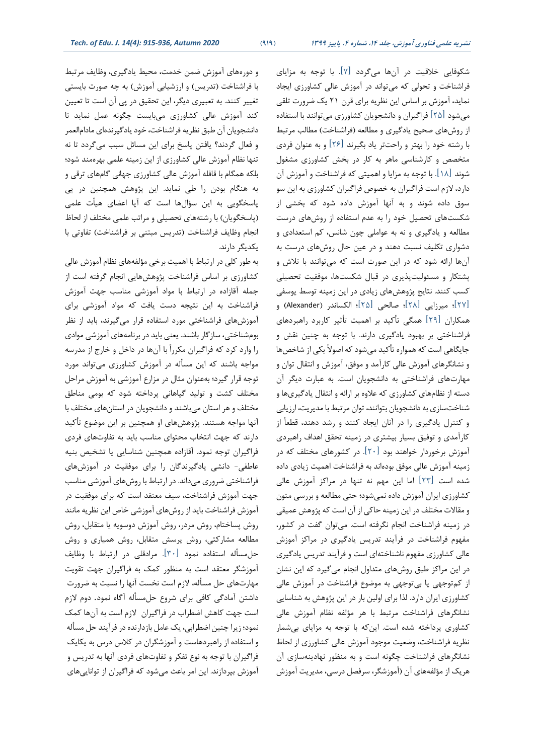شکوفایی خلاقیت در آن‌ها می‌گردد [۷]. با توجه به مزایای فراشناخت و تحولی که می‌تواند در آموزش عالی کشاورزی ایجاد نماید، آموزش بر اساس این نظریه برای قرن ۲۱ یک ضرورت تلقی می‌شود [۲۵] فراگیران و دانشجویان کشاورزی می‌توانند با استفاده از روش‌های صحیح یادگیری و مطالعه (فراشناخت) مطالب مرتبط با رشته خود را بهتر و راحت‌تر یاد بگیرند [۲۶] و به عنوان فردی متخصص و کارشناسی ماهر به کار در بخش کشاورزی مشغول شوند [۱۸]. با توجه به مزایا و اهمیتی که فراشناخت و آموزش آن دارد، لازم است فراگیران به خصوص فراگیران کشاورزی به این سو سوق داده شوند و به آنها آموزش داده شود که بخشی از شکست‌های تحصیل خود را به عدم استفاده از روش‌های درست مطالعه و یادگیری و نه به عواملی چون شانس، کم استعدادی و دشواری تکلیف نسبت دهند و در عین حال روش‌های درست به آن‌ها ارائه شود که در این صورت است که می‌توانند با تلاش و پشتکار و مسئولیت‌پذیری در قبال شکست‌ها، موفقیت تحصیلی کسب کنند. نتایج پژوهش‌های زیادی در این زمینه توسط یوسفی [۲۷]؛ میرزایی [۲۸]؛ صالحی [۲۵]؛ الکساندر (Alexander) و همکاران [۲۹] همگی تأکید بر اهمیت تأثیر کاربرد راهبردهای فراشناختی بر بهبود یادگیری دارند. با توجه به چنین نقش و جایگاهی است که همواره تأکید می‌شود که اصولاً یکی از شاخص‌ها و نشانگرهای آموزش عالی کارآمد و موفق، آموزش و انتقال توان و مهارت‌های فراشناختی به دانشجویان است. به عبارت دیگر آن دسته از نظام‌های کشاورزی که علاوه بر ارائه و انتقال یادگیری‌ها و شناخت‌سازی به دانشجویان بتوانند، توان مرتبط با مدیریت، ارزیابی و کنترل یادگیری را در آنان ایجاد کنند و رشد دهند، قطعاً از کارآمدی و توفیق بسیار بیشتری در زمینه تحقق اهداف راهبردی آموزش برخوردار خواهند بود [۲۰]. در کشورهای مختلف که در زمینه آموزش عالی موفق بوده‌اند به فراشناخت اهمیت زیادی داده شده است [۲۳] اما این مهم نه تنها در مراکز آموزش عالی کشاورزی ایران آموزش داده نمی‌شود؛ حتی مطالعه و بررسی متون و مقالات مختلف در این زمینه حاکی از آن است که پژوهش عمیقی در زمینه فراشناخت انجام نگرفته است. می‌توان گفت در کشور، مفهوم فراشناخت در فرآیند تدریس یادگیری در مراکز آموزش عالی کشاورزی مفهوم ناشناخته‌ای است و فرآیند تدریس یادگیری در این مراکز طبق روش‌های متداول انجام می‌گیرد که این نشان از کم‌توجهی یا بی‌توجهی به موضوع فراشناخت در آموزش عالی کشاورزی ایران دارد. لذا برای اولین بار در این پژوهش به شناسایی نشانگرهای فراشناخت مرتبط با هر مؤلفه نظام آموزش عالی کشاورزی پرداخته شده است. این‌که با توجه به مزایای بی‌شمار نظریه فراشناخت، وضعیت موجود آموزش عالی کشاورزی از لحاظ نشانگرهای فراشناخت چگونه است و به منظور نهادینه‌سازی آن هریک از مؤلفه‌های آن (آموزشگر، سرفصل درسی، مدیریت آموزش و دوره‌های آموزش ضمن خدمت، محیط یادگیری، وظایف مرتبط با فراشناخت (تدریس) و ارزشیابی آموزش) به چه صورت بایستی تغییر کنند. به تعبیری دیگر، این تحقیق در پی آن است تا تعیین کند آموزش عالی کشاورزی می‌بایست چگونه عمل نماید تا دانشجویان آن طبق نظریه فراشناخت، خود یادگیرنده‌ای مادام‌العمر و فعال گردند؟ یافتن پاسخ برای این مسائل سبب می‌گردد تا نه تنها نظام آموزش عالی کشاورزی از این زمینه علمی بهره‌مند شود؛ بلکه همگام با قافله آموزش عالی کشاورزی جهانی گام‌های ترقی و به هنگام بودن را طی نماید. این پژوهش همچنین در پی پاسخگویی به این سؤال‌ها است که آیا اعضای هیأت علمی (پاسخگویان) با رشته‌های تحصیلی و مراتب علمی مختلف از لحاظ انجام وظایف فراشناخت (تدریس مبتنی بر فراشناخت) تفاوتی با یکدیگر دارند.

به طور کلی در ارتباط با اهمیت برخی مؤلفه‌های نظام آموزش عالی کشاورزی بر اساس فراشناخت پژوهش‌هایی انجام گرفته است از جمله آقازاده در ارتباط با مواد آموزشی مناسب جهت آموزش فراشناخت به این نتیجه دست یافت که مواد آموزشی برای آموزش‌های فراشناختی مورد استفاده قرار می‌گیرند، باید از نظر بوم‌شناختی، سازگار باشند. یعنی باید در برنامه‌های آموزشی موادی را وارد کرد که فراگیران مکرراً با آن‌ها در داخل و خارج از مدرسه مواجه باشند که این مسأله در آموزش کشاورزی می‌تواند مورد توجه قرار گیرد؛ به‌عنوان مثال در مزارع آموزشی به آموزش مراحل مختلف کشت و تولید گیاهانی پرداخته شود که بومی مناطق مختلف و هر استان می‌باشند و دانشجویان در استان‌های مختلف با آنها مواجه هستند. پژوهش‌های او همچنین بر این موضوع تأکید دارند که جهت انتخاب محتوای مناسب باید به تفاوت‌های فردی فراگیران توجه نمود. آقازاده همچنین شناسایی یا تشخیص بنیه عاطفی- دانشی یادگیرندگان را برای موفقیت در آموزش‌های فراشناختی ضروری می‌داند. در ارتباط با روش‌های آموزشی مناسب جهت آموزش فراشناخت، سیف معتقد است که برای موفقیت در آموزش فراشناخت باید از روش‌های آموزشی خاص این نظریه مانند روش پساختام، روش مردر، روش آموزش دوسویه یا متقابل، روش مطالعه مشارکتی، روش پرسش متقابل، روش همیاری و روش حل‌مسأله استفاده نمود [۳۰]. مرادقلی در ارتباط با وظایف آموزشگر معتقد است به منظور کمک به فراگیران جهت تقویت مهارت‌های حل مسأله، لازم است نخست آنها را نسبت به ضرورت داشتن آمادگی کافی برای شروع حل‌مسأله آگاه نمود. دوم لازم است جهت کاهش اضطراب در فراگیران لازم است به آن‌ها کمک نمود؛ زیرا چنین اضطرابی، یک عامل بازدارنده در فرآیند حل مسأله و استفاده از راهبردهاست و آموزشگران در کلاس درس به یکایک فراگیران با توجه به نوع تفکر و تفاوت‌های فردی آنها به تدریس و آموزش بپردازند. این امر باعث می‌شود که فراگیران از توانایی‌های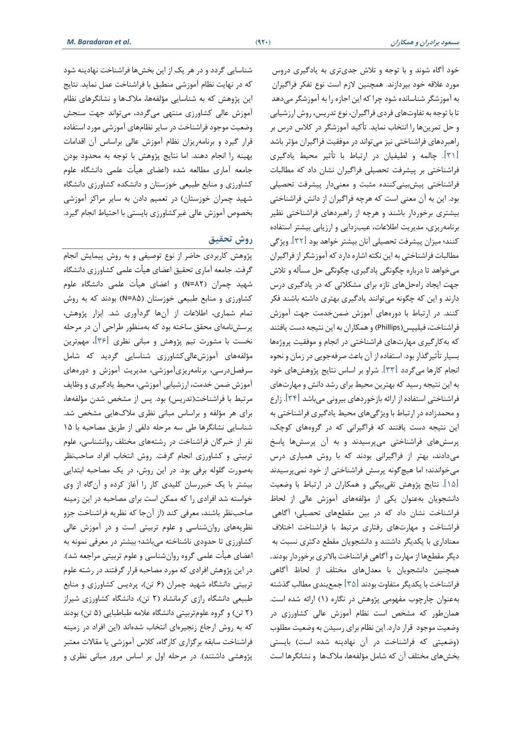خود آگاه شوند و با توجه و تلاش جدی‌تری به یادگیری دروس مورد علاقه خود بپردازند. همچنین لازم است نوع تفکر فراگیران به آموزشگر شناسانده شود چرا که این اجازه را به آموزشگر می‌دهد تا با توجه به تفاوت‌های فردی فراگیران، نوع تدریس، روش ارزشیابی و حل تمرین‌ها را انتخاب نماید. تأکید آموزشگر در کلاس درس بر راهبردهای فراشناختی نیز می‌تواند در موفقیت فراگیران مؤثر باشد [۳۱]. چالمه و لطیفیان در ارتباط با تأثیر محیط یادگیری فراشناختی بر پیشرفت تحصیلی فراگیران نشان داد که مطالبات فراشناختی پیش‌بینی‌کننده مثبت و معنی‌دار پیشرفت تحصیلی بود. این به آن معنی است که هرچه فراگیران از دانش فراشناختی بیشتری برخوردار باشند و هرچه از راهبردهای فراشناختی نظیر برنامه‌ریزی، مدیریت اطلاعات، عیب‌زدایی و ارزیابی بیشتر استفاده کنند؛ میزان پیشرفت تحصیلی آنان بیشتر خواهد بود [۳۲]. ویژگی مطالبات فراشناختی به این نکته اشاره دارد که آموزشگر از فراگیران می‌خواهد تا درباره چگونگی یادگیری، چگونگی حل مسأله و تلاش جهت ایجاد راه‌حل‌های تازه برای مشکلاتی که در یادگیری درس دارند و این که چگونه می‌توانند یادگیری بهتری داشته باشند فکر کنند. در ارتباط با دوره‌های آموزش ضمن‌خدمت جهت آموزش فراشناخت، فیلیپس(Phillips) و همکاران به این نتیجه دست یافتند که به‌کارگیری مهارت‌های فراشناختی در انجام و موفقیت پروژه‌ها بسیار تأثیرگذار بود. استفاده از آن باعث صرفه‌جویی در زمان و نحوه انجام کارها می‌گردد [۳۳]. شراو بر اساس نتایج پژوهش‌های خود به این نتیجه رسید که بهترین محیط برای رشد دانش و مهارت‌های فراشناختی استفاده از ارائه بازخوردهای بیرونی می‌باشد [۳۴]. زارع و محمدزاده در ارتباط با ویژگی‌های محیط یادگیری فراشناختی به این نتیجه دست یافتند که فراگیرانی که در گروه‌های کوچک، پرسش‌های فراشناختی می‌پرسیدند و به آن پرسش‌ها پاسخ می‌دادند، بهتر از فراگیرانی بودند که با روش همیاری درس می‌خواندند؛ اما هیچ‌گونه پرسش فراشناختی از خود نمی‌پرسیدند [۱۵]. نتایج پژوهش تقی‌بیگی و همکاران در ارتباط با وضعیت دانشجویان به‌عنوان یکی از مؤلفه‌های آموزش عالی از لحاظ فراشناخت نشان داد که در بین مقطع‌های تحصیلی؛ آگاهی فراشناخت و مهارت‌های رفتاری مرتبط با فراشناخت اختلاف معناداری با یکدیگر داشتند و دانشجویان مقطع دکتری نسبت به دیگر مقطع‌ها از مهارت و آگاهی فراشناخت بالاتری برخوردار بودند. همچنین دانشجویان با معدل‌های مختلف از لحاظ آگاهی فراشناخت با یکدیگر متفاوت بودند [۳۵] جمع‌بندی مطالب گذشته به‌عنوان چارچوب مفهومی پژوهش در نگاره (۱) ارائه شده است. همان‌طور که مشخص است نظام آموزش عالی کشاورزی در وضعیت موجود قرار دارد. این نظام برای رسیدن به وضعیت مطلوب (وضعیتی که فراشناخت در آن نهادینه شده است) بایستی بخش‌های مختلف آن که شامل مؤلفه‌ها، ملاک‌ها و نشانگرها است شناسایی گردد و در هر یک از این بخش‌ها فراشناخت نهادینه شود که در نهایت نظام آموزشی منطبق با فراشناخت عمل نماید. نتایج این پژوهش که به شناسایی مؤلفه‌ها، ملاک‌ها و نشانگرهای نظام آموزش عالی کشاورزی منتهی می‌گردد، می‌تواند جهت سنجش وضعیت موجود فراشناخت در سایر نظام‌های آموزشی مورد استفاده قرار گیرد و برنامه‌ریزان نظام آموزش عالی براساس آن اقدامات بهینه را انجام دهند. اما نتایج پژوهش با توجه به محدود بودن جامعه آماری مطالعه شده (اعضای هیأت علمی دانشگاه علوم کشاورزی و منابع طبیعی خوزستان و دانشکده کشاورزی دانشگاه شهید چمران خوزستان) در تعمیم دادن به سایر مراکز آموزشی بخصوص آموزش عالی غیرکشاورزی بایستی با احتیاط انجام گیرد.

## روش تحقیق

پژوهش کاربردی حاضر از نوع توصیفی و به روش پیمایش انجام گرفت. جامعه آماری تحقیق اعضای هیأت علمی کشاورزی دانشگاه شهید چمران (N=۸۲) و اعضای هیأت علمی دانشگاه علوم کشاورزی و منابع طبیعی خوزستان (N=۸۵) بودند که به روش تمام شماری، اطلاعات از آن‌ها گردآوری شد. ابزار پژوهش، پرسش‌نامه‌ای محقق ساخته بود که به‌منظور طراحی آن در مرحله نخست با مشورت تیم پژوهش و مبانی نظری [۳۶]، مهم‌ترین مؤلفه‌های آموزش‌عالی‌کشاورزی شناسایی گردید که شامل سرفصل‌درسی، برنامه‌ریزی‌آموزشی، مدیریت آموزش و دوره‌های آموزش ضمن خدمت، ارزشیابی آموزشی، محیط یادگیری و وظایف مرتبط با فراشناخت(تدریس) بود. پس از مشخص شدن مؤلفه‌ها، برای هر مؤلفه و براساس مبانی نظری ملاک‌هایی مشخص شد. شناسایی نشانگرها طی سه مرحله دلفی از طریق مصاحبه با ۱۵ نفر از خبرگان فراشناخت در رشته‌های مختلف روانشناسی، علوم تربیتی و کشاورزی انجام گرفت. روش انتخاب افراد صاحب‌نظر به‌صورت گلوله برفی بود. در این روش، در یک مصاحبه ابتدایی بیشتر با یک خبررسان کلیدی کار را آغاز کرده و آن‌گاه از وی خواسته شد افرادی را که ممکن است برای مصاحبه در این زمینه صاحب‌نظر باشند، معرفی کند (از آن‌جا که نظریه فراشناخت جزو نظریه‌های روان‌شناسی و علوم تربیتی است و در آموزش عالی کشاورزی تا حدودی ناشناخته می‌باشد؛ بیشتر در معرفی نمونه به اعضای هیأت علمی گروه روان‌شناسی و علوم تربیتی مراجعه شد). در این پژوهش افرادی که مورد مصاحبه قرار گرفتند در رشته علوم تربیتی دانشگاه شهید چمران (۶ تن)، پردیس کشاورزی و منابع طبیعی دانشگاه رازی کرمانشاه (۲ تن)، دانشگاه کشاورزی شیراز (۲ تن) و گروه علوم‌تربیتی دانشگاه علامه طباطبایی (۵ تن) بودند که به روش ارجاع زنجیره‌ای انتخاب شده‌اند (این افراد در زمینه فراشناخت سابقه برگزاری کارگاه، کلاس آموزشی یا مقالات معتبر پژوهشی داشتند). در مرحله اول بر اساس مرور مبانی نظری و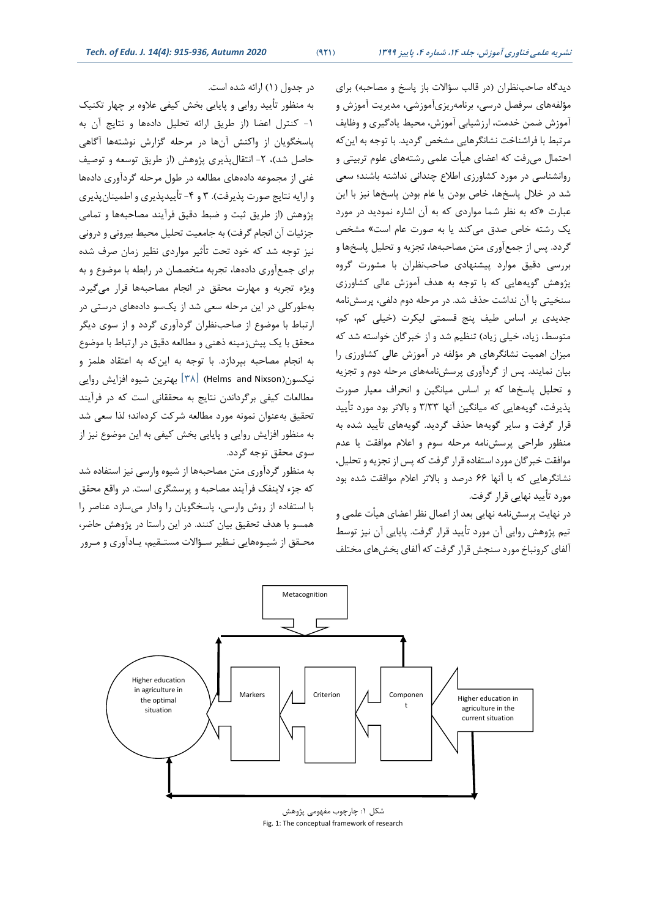دیدگاه صاحب‌نظران (در قالب سؤالات باز پاسخ و مصاحبه) برای مؤلفه‌های سرفصل درسی، برنامه‌ریزی‌آموزشی، مدیریت آموزش و آموزش ضمن خدمت، ارزشیابی آموزش، محیط یادگیری و وظایف مرتبط با فراشناخت نشانگرهایی مشخص گردید. با توجه به این‌که احتمال می‌رفت که اعضای هیأت علمی رشته‌های علوم تربیتی و روانشناسی در مورد کشاورزی اطلاع چندانی نداشته باشند؛ سعی شد در خلال پاسخ‌ها، خاص بودن یا عام بودن پاسخ‌ها نیز با این عبارت «که به نظر شما مواردی که به آن اشاره نمودید در مورد یک رشته خاص صدق می‌کند یا به صورت عام است» مشخص گردد. پس از جمع‌آوری متن مصاحبه‌ها، تجزیه و تحلیل پاسخ‌ها و بررسی دقیق موارد پیشنهادی صاحب‌نظران با مشورت گروه پژوهش گویه‌هایی که با توجه به هدف آموزش عالی کشاورزی سنخیتی با آن نداشت حذف شد. در مرحله دوم دلفی، پرسش‌نامه جدیدی بر اساس طیف پنج قسمتی لیکرت (خیلی کم، کم، متوسط، زیاد، خیلی زیاد) تنظیم شد و از خبرگان خواسته شد که میزان اهمیت نشانگرهای هر مؤلفه در آموزش عالی کشاورزی را بیان نمایند. پس از گردآوری پرسش‌نامه‌های مرحله دوم و تجزیه و تحلیل پاسخ‌ها که بر اساس میانگین و انحراف معیار صورت پذیرفت، گویه‌هایی که میانگین آنها ۳/۳۳ و بالاتر بود مورد تأیید قرار گرفت و سایر گویه‌ها حذف گردید. گویه‌های تأیید شده به منظور طراحی پرسش‌نامه مرحله سوم و اعلام موافقت یا عدم موافقت خبرگان مورد استفاده قرار گرفت که پس از تجزیه و تحلیل، نشانگرهایی که با آنها ۶۶ درصد و بالاتر اعلام موافقت شده بود مورد تأیید نهایی قرار گرفت.

در نهایت پرسش‌نامه نهایی بعد از اعمال نظر اعضای هیأت علمی و تیم پژوهش روایی آن مورد تأیید قرار گرفت. پایایی آن نیز توسط آلفای کرونباخ مورد سنجش قرار گرفت که آلفای بخش‌های مختلف در جدول (۱) ارائه شده است.

به منظور تأیید روایی و پایایی بخش کیفی علاوه بر چهار تکنیک ۱- کنترل اعضا (از طریق ارائه تحلیل داده‌ها و نتایج آن به پاسخگویان از واکنش آن‌ها در مرحله گزارش نوشته‌ها آگاهی حاصل شد)، ۲- انتقال‌پذیری پژوهش (از طریق توسعه و توصیف غنی از مجموعه داده‌های مطالعه در طول مرحله گردآوری داده‌ها و ارایه نتایج صورت پذیرفت). ۳ و ۴- تأییدپذیری و اطمینان‌پذیری پژوهش (از طریق ثبت و ضبط دقیق فرآیند مصاحبه‌ها و تمامی جزئیات آن انجام گرفت) به جامعیت تحلیل محیط بیرونی و درونی نیز توجه شد که خود تحت تأثیر مواردی نظیر زمان صرف شده برای جمع‌آوری داده‌ها، تجربه متخصصان در رابطه با موضوع و به ویژه تجربه و مهارت محقق در انجام مصاحبه‌ها قرار می‌گیرد. به‌طورکلی در این مرحله سعی شد از یک‌سو داده‌های درستی در ارتباط با موضوع از صاحب‌نظران گردآوری گردد و از سوی دیگر محقق با یک پیش‌زمینه ذهنی و مطالعه دقیق در ارتباط با موضوع به انجام مصاحبه بپردازد. با توجه به این‌که به اعتقاد هلمز و نیکسون(Helms and Nixson) [۳۸] بهترین شیوه افزایش روایی مطالعات کیفی برگرداندن نتایج به محققانی است که در فرآیند تحقیق به‌عنوان نمونه مورد مطالعه شرکت کرده‌اند؛ لذا سعی شد به منظور افزایش روایی و پایایی بخش کیفی به این موضوع نیز از سوی محقق توجه گردد.

به منظور گردآوری متن مصاحبه‌ها از شیوه وارسی نیز استفاده شد که جزء لاینفک فرآیند مصاحبه و پرسشگری است. در واقع محقق با استفاده از روش وارسی، پاسخگویان را وادار می‌سازد عناصر را همسو با هدف تحقیق بیان کنند. در این راستا در پژوهش حاضر، محقق از شیوه‌هایی نظیر سؤالات مستقیم، یادآوری و مرور

Metacognition

Higher education in agriculture in the optimal situation | Markers | Criterion | Component | Higher education in agriculture in the current situation

شکل ۱: چارچوب مفهومی پژوهش

Fig. 1: The conceptual framework of research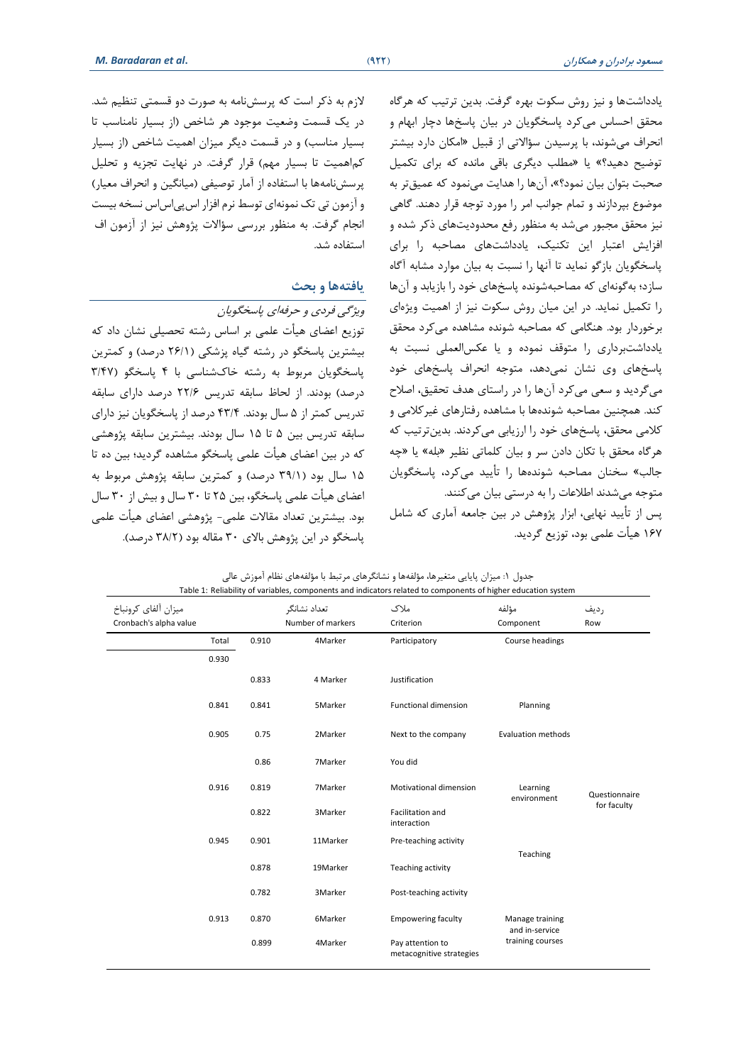یادداشت‌ها و نیز روش سکوت بهره گرفت. بدین ترتیب که هرگاه محقق احساس می‌کرد پاسخگویان در بیان پاسخ‌ها دچار ابهام و انحراف می‌شوند، با پرسیدن سؤالاتی از قبیل «امکان دارد بیشتر توضیح دهید؟» یا «مطلب دیگری باقی مانده که برای تکمیل صحبت بتوان بیان نمود؟»، آن‌ها را هدایت می‌نمود که عمیق‌تر به موضوع بپردازند و تمام جوانب امر را مورد توجه قرار دهند. گاهی نیز محقق مجبور می‌شد به منظور رفع محدودیت‌های ذکر شده و افزایش اعتبار این تکنیک، یادداشت‌های مصاحبه را برای پاسخگویان بازگو نماید تا آنها را نسبت به بیان موارد مشابه آگاه سازد؛ به‌گونه‌ای که مصاحبه‌شونده پاسخ‌های خود را بازیابد و آن‌ها را تکمیل نماید. در این میان روش سکوت نیز از اهمیت ویژه‌ای برخوردار بود. هنگامی که مصاحبه شونده مشاهده می‌کرد محقق یادداشت‌برداری را متوقف نموده و یا عکس‌العملی نسبت به پاسخ‌های وی نشان نمی‌دهد، متوجه انحراف پاسخ‌های خود می‌گردید و سعی می‌کرد آن‌ها را در راستای هدف تحقیق، اصلاح کند. همچنین مصاحبه شونده‌ها با مشاهده رفتارهای غیرکلامی و کلامی محقق، پاسخ‌های خود را ارزیابی می‌کردند. بدین‌ترتیب که هرگاه محقق با تکان دادن سر و بیان کلماتی نظیر «بله» یا «چه جالب» سخنان مصاحبه شونده‌ها را تأیید می‌کرد، پاسخگویان متوجه می‌شدند اطلاعات را به درستی بیان می‌کنند.

پس از تأیید نهایی، ابزار پژوهش در بین جامعه آماری که شامل ۱۶۷ هیأت علمی بود، توزیع گردید.

لازم به ذکر است که پرسش‌نامه به صورت دو قسمتی تنظیم شد. در یک قسمت وضعیت موجود هر شاخص (از بسیار نامناسب تا بسیار مناسب) و در قسمت دیگر میزان اهمیت شاخص (از بسیار کم‌اهمیت تا بسیار مهم) قرار گرفت. در نهایت تجزیه و تحلیل پرسش‌نامه‌ها با استفاده از آمار توصیفی (میانگین و انحراف معیار) و آزمون تی تک نمونه‌ای توسط نرم افزار اس‌پی‌اس‌اس نسخه بیست انجام گرفت. به منظور بررسی سؤالات پژوهش نیز از آزمون اف استفاده شد.

## یافته‌ها و بحث

*ویژگی فردی و حرفه‌ای پاسخگویان*

توزیع اعضای هیأت علمی بر اساس رشته تحصیلی نشان داد که بیشترین پاسخگو در رشته گیاه پزشکی (۲۶/۱ درصد) و کمترین پاسخگویان مربوط به رشته خاک‌شناسی با ۴ پاسخگو (۳/۴۷ درصد) بودند. از لحاظ سابقه تدریس ۲۲/۶ درصد دارای سابقه تدریس کمتر از ۵ سال بودند. ۴۳/۴ درصد از پاسخگویان نیز دارای سابقه تدریس بین ۵ تا ۱۵ سال بودند. بیشترین سابقه پژوهشی که در بین اعضای هیأت علمی پاسخگو مشاهده گردید؛ بین ده تا ۱۵ سال بود (۳۹/۱ درصد) و کمترین سابقه پژوهش مربوط به اعضای هیأت علمی پاسخگو، بین ۲۵ تا ۳۰ سال و بیش از ۳۰ سال بود. بیشترین تعداد مقالات علمی- پژوهشی اعضای هیأت علمی پاسخگو در این پژوهش بالای ۳۰ مقاله بود (۳۸/۲ درصد).

جدول ۱: میزان پایایی متغیرها، مؤلفه‌ها و نشانگرهای مرتبط با مؤلفه‌های نظام آموزش عالی

Table 1: Reliability of variables, components and indicators related to components of higher education system

| میزان آلفای کرونباخ Cronbach's alpha value (Total) | | تعداد نشانگر Number of markers | ملاک Criterion | مؤلفه Component | ردیف Row |
|---|---|---|---|---|---|
| 0.930 | 0.910 | 4Marker | Participatory | Course headings | Questionnaire for faculty |
| | 0.833 | 4 Marker | Justification | | |
| 0.841 | 0.841 | 5Marker | Functional dimension | Planning | |
| 0.905 | 0.75 | 2Marker | Next to the company | Evaluation methods | |
| | 0.86 | 7Marker | You did | | |
| 0.916 | 0.819 | 7Marker | Motivational dimension | Learning environment | |
| | 0.822 | 3Marker | Facilitation and interaction | | |
| 0.945 | 0.901 | 11Marker | Pre-teaching activity | Teaching | |
| | 0.878 | 19Marker | Teaching activity | | |
| | 0.782 | 3Marker | Post-teaching activity | | |
| 0.913 | 0.870 | 6Marker | Empowering faculty | Manage training and in-service training courses | |
| | 0.899 | 4Marker | Pay attention to metacognitive strategies | | |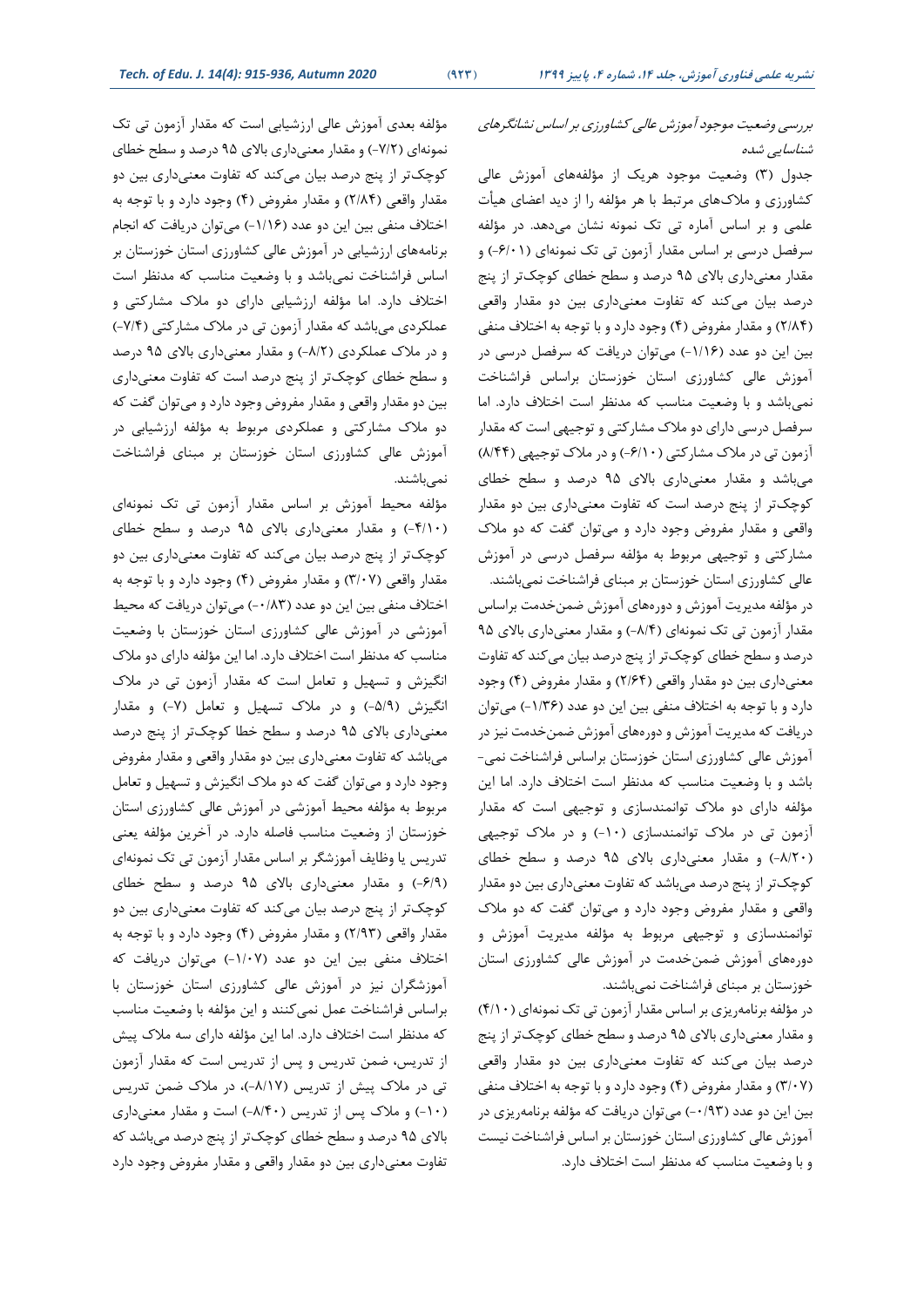*بررسی وضعیت موجود آموزش عالی کشاورزی بر اساس نشانگرهای شناسایی شده*

جدول (۳) وضعیت موجود هریک از مؤلفه‌های آموزش عالی کشاورزی و ملاک‌های مرتبط با هر مؤلفه را از دید اعضای هیأت علمی و بر اساس آماره تی تک نمونه نشان می‌دهد. در مؤلفه سرفصل درسی بر اساس مقدار آزمون تی تک نمونه‌ای (۶/۰۱-) و مقدار معنی‌داری بالای ۹۵ درصد و سطح خطای کوچک‌تر از پنج درصد بیان می‌کند که تفاوت معنی‌داری بین دو مقدار واقعی (۲/۸۴) و مقدار مفروض (۴) وجود دارد و با توجه به اختلاف منفی بین این دو عدد (۱/۱۶-) می‌توان دریافت که سرفصل درسی در آموزش عالی کشاورزی استان خوزستان براساس فراشناخت نمی‌باشد و با وضعیت مناسب که مدنظر است اختلاف دارد. اما سرفصل درسی دارای دو ملاک مشارکتی و توجیهی است که مقدار آزمون تی در ملاک مشارکتی (۶/۱۰-) و در ملاک توجیهی (۸/۴۴) می‌باشد و مقدار معنی‌داری بالای ۹۵ درصد و سطح خطای کوچک‌تر از پنج درصد است که تفاوت معنی‌داری بین دو مقدار واقعی و مقدار مفروض وجود دارد و می‌توان گفت که دو ملاک مشارکتی و توجیهی مربوط به مؤلفه سرفصل درسی در آموزش عالی کشاورزی استان خوزستان بر مبنای فراشناخت نمی‌باشند.

در مؤلفه مدیریت آموزش و دوره‌های آموزش ضمن‌خدمت براساس مقدار آزمون تی تک نمونه‌ای (۸/۴-) و مقدار معنی‌داری بالای ۹۵ درصد و سطح خطای کوچک‌تر از پنج درصد بیان می‌کند که تفاوت معنی‌داری بین دو مقدار واقعی (۲/۶۴) و مقدار مفروض (۴) وجود دارد و با توجه به اختلاف منفی بین این دو عدد (۱/۳۶-) می‌توان دریافت که مدیریت آموزش و دوره‌های آموزش ضمن‌خدمت نیز در آموزش عالی کشاورزی استان خوزستان براساس فراشناخت نمی‌باشد و با وضعیت مناسب که مدنظر است اختلاف دارد. اما این مؤلفه دارای دو ملاک توانمندسازی و توجیهی است که مقدار آزمون تی در ملاک توانمندسازی (۱۰-) و در ملاک توجیهی (۸/۲۰-) و مقدار معنی‌داری بالای ۹۵ درصد و سطح خطای کوچک‌تر از پنج درصد می‌باشد که تفاوت معنی‌داری بین دو مقدار واقعی و مقدار مفروض وجود دارد و می‌توان گفت که دو ملاک توانمندسازی و توجیهی مربوط به مؤلفه مدیریت آموزش و دوره‌های آموزش ضمن‌خدمت در آموزش عالی کشاورزی استان خوزستان بر مبنای فراشناخت نمی‌باشند.

در مؤلفه برنامه‌ریزی بر اساس مقدار آزمون تی تک نمونه‌ای (۴/۱۰) و مقدار معنی‌داری بالای ۹۵ درصد و سطح خطای کوچک‌تر از پنج درصد بیان می‌کند که تفاوت معنی‌داری بین دو مقدار واقعی (۳/۰۷) و مقدار مفروض (۴) وجود دارد و با توجه به اختلاف منفی بین این دو عدد (۰/۹۳-) می‌توان دریافت که مؤلفه برنامه‌ریزی در آموزش عالی کشاورزی استان خوزستان بر اساس فراشناخت نیست و با وضعیت مناسب که مدنظر است اختلاف دارد.

مؤلفه بعدی آموزش عالی ارزشیابی است که مقدار آزمون تی تک نمونه‌ای (۷/۲-) و مقدار معنی‌داری بالای ۹۵ درصد و سطح خطای کوچک‌تر از پنج درصد بیان می‌کند که تفاوت معنی‌داری بین دو مقدار واقعی (۲/۸۴) و مقدار مفروض (۴) وجود دارد و با توجه به اختلاف منفی بین این دو عدد (۱/۱۶-) می‌توان دریافت که انجام برنامه‌های ارزشیابی در آموزش عالی کشاورزی استان خوزستان بر اساس فراشناخت نمی‌باشد و با وضعیت مناسب که مدنظر است اختلاف دارد. اما مؤلفه ارزشیابی دارای دو ملاک مشارکتی و عملکردی می‌باشد که مقدار آزمون تی در ملاک مشارکتی (۷/۴-) و در ملاک عملکردی (۸/۲-) و مقدار معنی‌داری بالای ۹۵ درصد و سطح خطای کوچک‌تر از پنج درصد است که تفاوت معنی‌داری بین دو مقدار واقعی و مقدار مفروض وجود دارد و می‌توان گفت که دو ملاک مشارکتی و عملکردی مربوط به مؤلفه ارزشیابی در آموزش عالی کشاورزی استان خوزستان بر مبنای فراشناخت نمی‌باشند.

مؤلفه محیط آموزش بر اساس مقدار آزمون تی تک نمونه‌ای (۴/۱۰-) و مقدار معنی‌داری بالای ۹۵ درصد و سطح خطای کوچک‌تر از پنج درصد بیان می‌کند که تفاوت معنی‌داری بین دو مقدار واقعی (۳/۰۷) و مقدار مفروض (۴) وجود دارد و با توجه به اختلاف منفی بین این دو عدد (۰/۸۳-) می‌توان دریافت که محیط آموزشی در آموزش عالی کشاورزی استان خوزستان با وضعیت مناسب که مدنظر است اختلاف دارد. اما این مؤلفه دارای دو ملاک انگیزش و تسهیل و تعامل است که مقدار آزمون تی در ملاک انگیزش (۵/۹-) و در ملاک تسهیل و تعامل (۷-) و مقدار معنی‌داری بالای ۹۵ درصد و سطح خطا کوچک‌تر از پنج درصد می‌باشد که تفاوت معنی‌داری بین دو مقدار واقعی و مقدار مفروض وجود دارد و می‌توان گفت که دو ملاک انگیزش و تسهیل و تعامل مربوط به مؤلفه محیط آموزشی در آموزش عالی کشاورزی استان خوزستان از وضعیت مناسب فاصله دارد. در آخرین مؤلفه یعنی تدریس یا وظایف آموزشگر بر اساس مقدار آزمون تی تک نمونه‌ای (۶/۹-) و مقدار معنی‌داری بالای ۹۵ درصد و سطح خطای کوچک‌تر از پنج درصد بیان می‌کند که تفاوت معنی‌داری بین دو مقدار واقعی (۲/۹۳) و مقدار مفروض (۴) وجود دارد و با توجه به اختلاف منفی بین این دو عدد (۱/۰۷-) می‌توان دریافت که آموزشگران نیز در آموزش عالی کشاورزی استان خوزستان با براساس فراشناخت عمل نمی‌کنند و این مؤلفه با وضعیت مناسب که مدنظر است اختلاف دارد. اما این مؤلفه دارای سه ملاک پیش از تدریس، ضمن تدریس و پس از تدریس است که مقدار آزمون تی در ملاک پیش از تدریس (۸/۱۷-)، در ملاک ضمن تدریس (۱۰-) و ملاک پس از تدریس (۸/۴۰-) است و مقدار معنی‌داری بالای ۹۵ درصد و سطح خطای کوچک‌تر از پنج درصد می‌باشد که تفاوت معنی‌داری بین دو مقدار واقعی و مقدار مفروض وجود دارد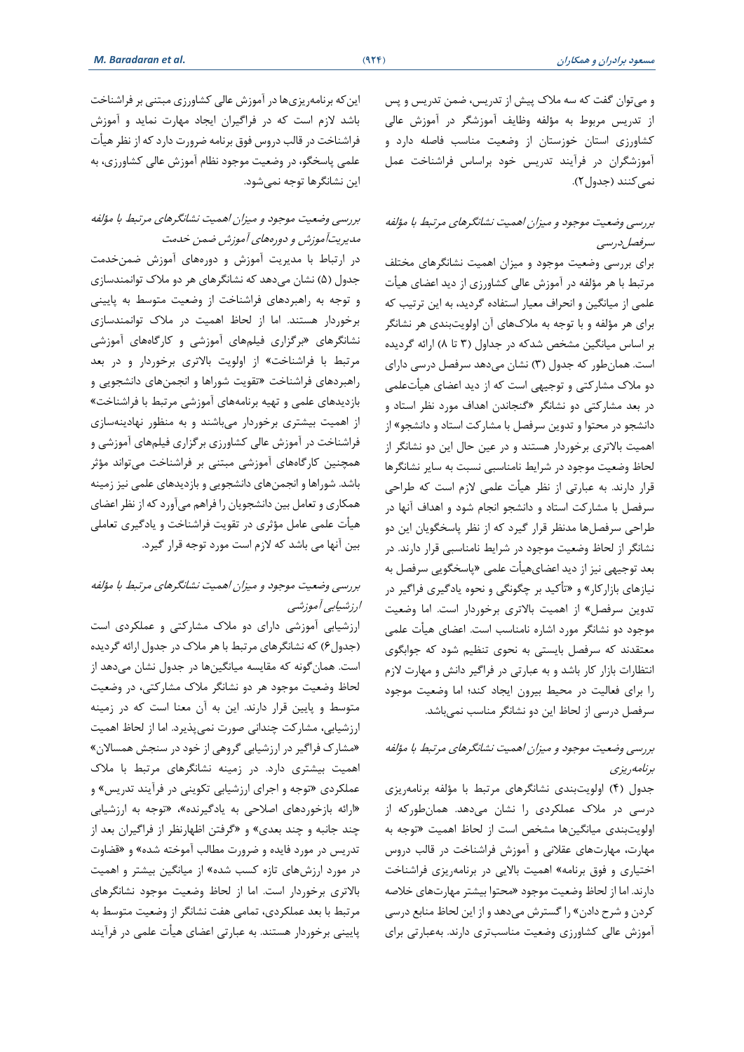و می‌توان گفت که سه ملاک پیش از تدریس، ضمن تدریس و پس از تدریس مربوط به مؤلفه وظایف آموزشگر در آموزش عالی کشاورزی استان خوزستان از وضعیت مناسب فاصله دارد و آموزشگران در فرآیند تدریس خود براساس فراشناخت عمل نمی‌کنند (جدول۲).

*بررسی وضعیت موجود و میزان اهمیت نشانگرهای مرتبط با مؤلفه سرفصل‌درسی*

برای بررسی وضعیت موجود و میزان اهمیت نشانگرهای مختلف مرتبط با هر مؤلفه در آموزش عالی کشاورزی از دید اعضای هیأت علمی از میانگین و انحراف معیار استفاده گردید، به این ترتیب که برای هر مؤلفه و با توجه به ملاک‌های آن اولویت‌بندی هر نشانگر بر اساس میانگین مشخص شدکه در جداول (۳ تا ۸) ارائه گردیده است. همان‌طور که جدول (۳) نشان می‌دهد سرفصل درسی دارای دو ملاک مشارکتی و توجیهی است که از دید اعضای هیأت‌علمی در بعد مشارکتی دو نشانگر «گنجاندن اهداف مورد نظر استاد و دانشجو در محتوا و تدوین سرفصل با مشارکت استاد و دانشجو» از اهمیت بالاتری برخوردار هستند و در عین حال این دو نشانگر از لحاظ وضعیت موجود در شرایط نامناسبی نسبت به سایر نشانگرها قرار دارند. به عبارتی از نظر هیأت علمی لازم است که طراحی سرفصل با مشارکت استاد و دانشجو انجام شود و اهداف آنها در طراحی سرفصل‌ها مدنظر قرار گیرد که از نظر پاسخگویان این دو نشانگر از لحاظ وضعیت موجود در شرایط نامناسبی قرار دارند. در بعد توجیهی نیز از دید اعضای‌هیأت علمی «پاسخگویی سرفصل به نیازهای بازارکار» و «تأکید بر چگونگی و نحوه یادگیری فراگیر در تدوین سرفصل» از اهمیت بالاتری برخوردار است. اما وضعیت موجود دو نشانگر مورد اشاره نامناسب است. اعضای هیأت علمی معتقدند که سرفصل بایستی به نحوی تنظیم شود که جوابگوی انتظارات بازار کار باشد و به عبارتی در فراگیر دانش و مهارت لازم را برای فعالیت در محیط بیرون ایجاد کند؛ اما وضعیت موجود سرفصل درسی از لحاظ این دو نشانگر مناسب نمی‌باشد.

*بررسی وضعیت موجود و میزان اهمیت نشانگرهای مرتبط با مؤلفه برنامه‌ریزی*

جدول (۴) اولویت‌بندی نشانگرهای مرتبط با مؤلفه برنامه‌ریزی درسی در ملاک عملکردی را نشان می‌دهد. همان‌طورکه از اولویت‌بندی میانگین‌ها مشخص است از لحاظ اهمیت «توجه به مهارت، مهارت‌های عقلانی و آموزش فراشناخت در قالب دروس اختیاری و فوق برنامه» اهمیت بالایی در برنامه‌ریزی فراشناخت دارند. اما از لحاظ وضعیت موجود «محتوا بیشتر مهارت‌های خلاصه کردن و شرح دادن» را گسترش می‌دهد و از این لحاظ منابع درسی آموزش عالی کشاورزی وضعیت مناسب‌تری دارند. به‌عبارتی برای این‌که برنامه‌ریزی‌ها در آموزش عالی کشاورزی مبتنی بر فراشناخت باشد لازم است که در فراگیران ایجاد مهارت نماید و آموزش فراشناخت در قالب دروس فوق برنامه ضرورت دارد که از نظر هیأت علمی پاسخگو، در وضعیت موجود نظام آموزش عالی کشاورزی، به این نشانگرها توجه نمی‌شود.

*بررسی وضعیت موجود و میزان اهمیت نشانگرهای مرتبط با مؤلفه مدیریت‌آموزش و دوره‌های آموزش ضمن خدمت*

در ارتباط با مدیریت آموزش و دوره‌های آموزش ضمن‌خدمت جدول (۵) نشان می‌دهد که نشانگرهای هر دو ملاک توانمندسازی و توجه به راهبردهای فراشناخت از وضعیت متوسط به پایینی برخوردار هستند. اما از لحاظ اهمیت در ملاک توانمندسازی نشانگرهای «برگزاری فیلم‌های آموزشی و کارگاه‌های آموزشی مرتبط با فراشناخت» از اولویت بالاتری برخوردار و در بعد راهبردهای فراشناخت «تقویت شوراها و انجمن‌های دانشجویی و بازدیدهای علمی و تهیه برنامه‌های آموزشی مرتبط با فراشناخت» از اهمیت بیشتری برخوردار می‌باشند و به منظور نهادینه‌سازی فراشناخت در آموزش عالی کشاورزی برگزاری فیلم‌های آموزشی و همچنین کارگاه‌های آموزشی مبتنی بر فراشناخت می‌تواند مؤثر باشد. شوراها و انجمن‌های دانشجویی و بازدیدهای علمی نیز زمینه همکاری و تعامل بین دانشجویان را فراهم می‌آورد که از نظر اعضای هیأت علمی عامل مؤثری در تقویت فراشناخت و یادگیری تعاملی بین آنها می باشد که لازم است مورد توجه قرار گیرد.

*بررسی وضعیت موجود و میزان اهمیت نشانگرهای مرتبط با مؤلفه ارزشیابی آموزشی*

ارزشیابی آموزشی دارای دو ملاک مشارکتی و عملکردی است (جدول۶) که نشانگرهای مرتبط با هر ملاک در جدول ارائه گردیده است. همان‌گونه که مقایسه میانگین‌ها در جدول نشان می‌دهد از لحاظ وضعیت موجود هر دو نشانگر ملاک مشارکتی، در وضعیت متوسط و پایین قرار دارند. این به آن معنا است که در زمینه ارزشیابی، مشارکت چندانی صورت نمی‌پذیرد. اما از لحاظ اهمیت «مشارک فراگیر در ارزشیابی گروهی از خود در سنجش همسالان» اهمیت بیشتری دارد. در زمینه نشانگرهای مرتبط با ملاک عملکردی «توجه و اجرای ارزشیابی تکوینی در فرآیند تدریس» و «ارائه بازخوردهای اصلاحی به یادگیرنده»، «توجه به ارزشیابی چند جانبه و چند بعدی» و «گرفتن اظهارنظر از فراگیران بعد از تدریس در مورد فایده و ضرورت مطالب آموخته شده» و «قضاوت در مورد ارزش‌های تازه کسب شده» از میانگین بیشتر و اهمیت بالاتری برخوردار است. اما از لحاظ وضعیت موجود نشانگرهای مرتبط با بعد عملکردی، تمامی هفت نشانگر از وضعیت متوسط به پایینی برخوردار هستند. به عبارتی اعضای هیأت علمی در فرآیند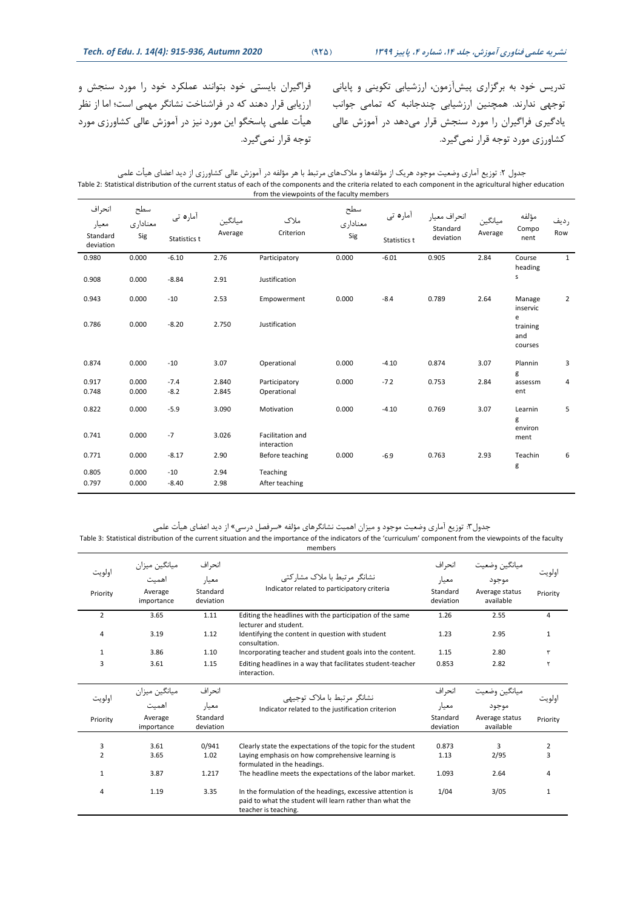تدریس خود به برگزاری پیش‌آزمون، ارزشیابی تکوینی و پایانی توجهی ندارند. همچنین ارزشیابی چندجانبه که تمامی جوانب یادگیری فراگیران را مورد سنجش قرار می‌دهد در آموزش عالی کشاورزی مورد توجه قرار نمی‌گیرد.

فراگیران بایستی خود بتوانند عملکرد خود را مورد سنجش و ارزیابی قرار دهند که در فراشناخت نشانگر مهمی است؛ اما از نظر هیأت علمی پاسخگو این مورد نیز در آموزش عالی کشاورزی مورد توجه قرار نمی‌گیرد.

جدول ۲: توزیع آماری وضعیت موجود هریک از مؤلفه‌ها و ملاک‌های مرتبط با هر مؤلفه در آموزش عالی کشاورزی از دید اعضای هیأت علمی

Table 2: Statistical distribution of the current status of each of the components and the criteria related to each component in the agricultural higher education from the viewpoints of the faculty members

| انحراف معیار Standard deviation | سطح معناداری Sig | آماره تی Statistics t | میانگین Average | ملاک Criterion | سطح معناداری Sig | آماره تی Statistics t | انحراف معیار Standard deviation | میانگین Average | مؤلفه Component | ردیف Row |
|---|---|---|---|---|---|---|---|---|---|---|
| 0.980 | 0.000 | -6.10 | 2.76 | Participatory | 0.000 | -6.01 | 0.905 | 2.84 | Course headings | 1 |
| 0.908 | 0.000 | -8.84 | 2.91 | Justification | | | | | | |
| 0.943 | 0.000 | -10 | 2.53 | Empowerment | 0.000 | -8.4 | 0.789 | 2.64 | Manage inservice training and courses | 2 |
| 0.786 | 0.000 | -8.20 | 2.750 | Justification | | | | | | |
| 0.874 | 0.000 | -10 | 3.07 | Operational | 0.000 | -4.10 | 0.874 | 3.07 | Planning | 3 |
| 0.917 | 0.000 | -7.4 | 2.840 | Participatory | 0.000 | -7.2 | 0.753 | 2.84 | assessment | 4 |
| 0.748 | 0.000 | -8.2 | 2.845 | Operational | | | | | | |
| 0.822 | 0.000 | -5.9 | 3.090 | Motivation | 0.000 | -4.10 | 0.769 | 3.07 | Learning environment | 5 |
| 0.741 | 0.000 | -7 | 3.026 | Facilitation and interaction | | | | | | |
| 0.771 | 0.000 | -8.17 | 2.90 | Before teaching | 0.000 | -6.9 | 0.763 | 2.93 | Teaching | 6 |
| 0.805 | 0.000 | -10 | 2.94 | Teaching | | | | | | |
| 0.797 | 0.000 | -8.40 | 2.98 | After teaching | | | | | | |

جدول۳: توزیع آماری وضعیت موجود و میزان اهمیت نشانگرهای مؤلفه «سرفصل درسی» از دید اعضای هیأت علمی

Table 3: Statistical distribution of the current situation and the importance of the indicators of the 'curriculum' component from the viewpoints of the faculty members

| اولویت Priority | میانگین میزان اهمیت Average importance | انحراف معیار Standard deviation | نشانگر مرتبط با ملاک مشارکتی Indicator related to participatory criteria | انحراف معیار Standard deviation | میانگین وضعیت موجود Average status available | اولویت Priority |
|---|---|---|---|---|---|---|
| 2 | 3.65 | 1.11 | Editing the headlines with the participation of the same lecturer and student. | 1.26 | 2.55 | 4 |
| 4 | 3.19 | 1.12 | Identifying the content in question with student consultation. | 1.23 | 2.95 | 1 |
| 1 | 3.86 | 1.10 | Incorporating teacher and student goals into the content. | 1.15 | 2.80 | ۳ |
| 3 | 3.61 | 1.15 | Editing headlines in a way that facilitates student-teacher interaction. | 0.853 | 2.82 | ۲ |
| **اولویت Priority** | **میانگین میزان اهمیت Average importance** | **انحراف معیار Standard deviation** | **نشانگر مرتبط با ملاک توجیهی Indicator related to the justification criterion** | **انحراف معیار Standard deviation** | **میانگین وضعیت موجود Average status available** | **اولویت Priority** |
| 3 | 3.61 | 0/941 | Clearly state the expectations of the topic for the student | 0.873 | 3 | 2 |
| 2 | 3.65 | 1.02 | Laying emphasis on how comprehensive learning is formulated in the headings. | 1.13 | 2/95 | 3 |
| 1 | 3.87 | 1.217 | The headline meets the expectations of the labor market. | 1.093 | 2.64 | 4 |
| 4 | 1.19 | 3.35 | In the formulation of the headings, excessive attention is paid to what the student will learn rather than what the teacher is teaching. | 1/04 | 3/05 | 1 |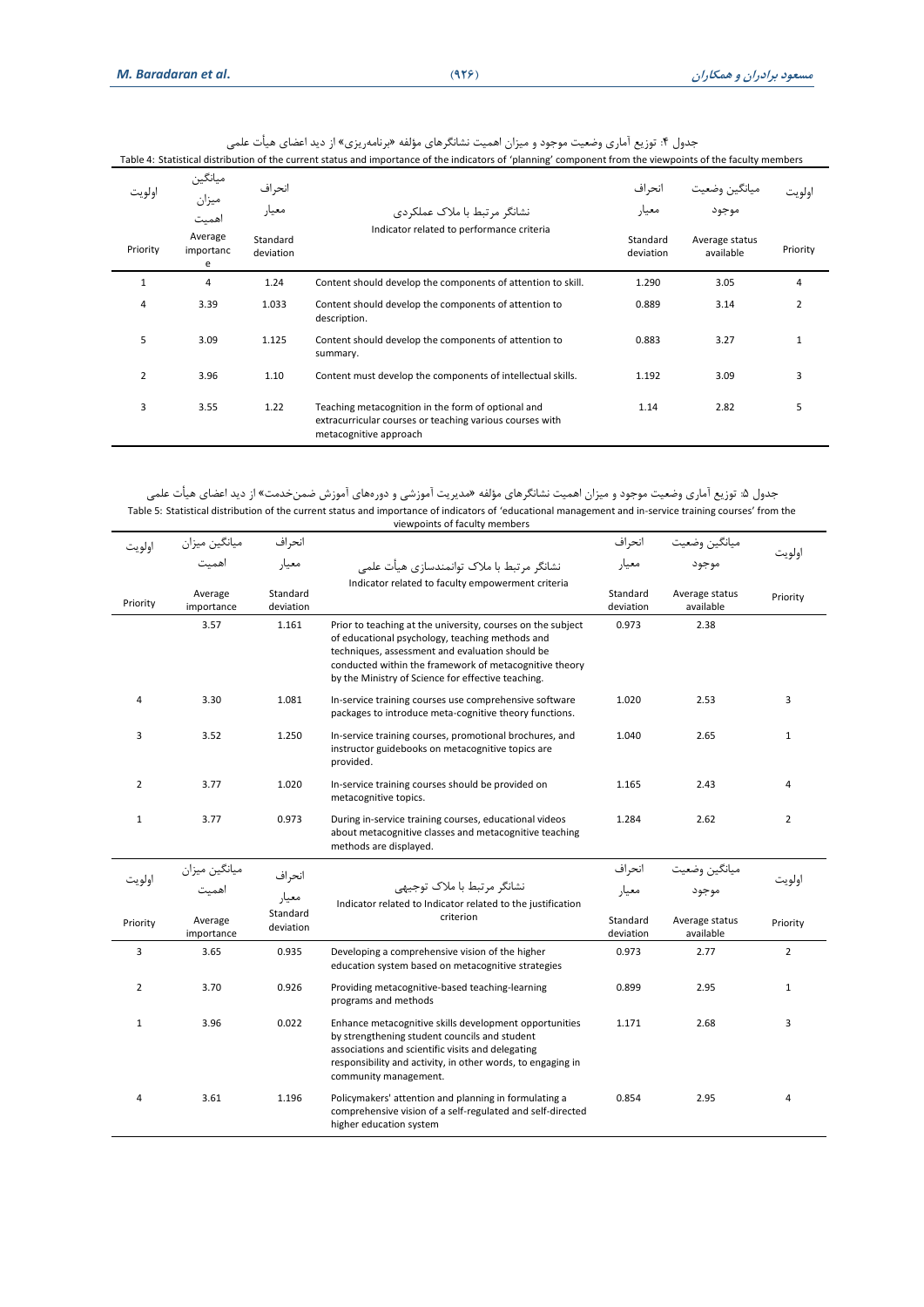جدول ۴: توزیع آماری وضعیت موجود و میزان اهمیت نشانگرهای مؤلفه «برنامه‌ریزی» از دید اعضای هیأت علمی

Table 4: Statistical distribution of the current status and importance of the indicators of 'planning' component from the viewpoints of the faculty members

| اولویت Priority | میانگین میزان اهمیت Average importance | انحراف معیار Standard deviation | نشانگر مرتبط با ملاک عملکردی Indicator related to performance criteria | انحراف معیار Standard deviation | میانگین وضعیت موجود Average status available | اولویت Priority |
|---|---|---|---|---|---|---|
| 1 | 4 | 1.24 | Content should develop the components of attention to skill. | 1.290 | 3.05 | 4 |
| 4 | 3.39 | 1.033 | Content should develop the components of attention to description. | 0.889 | 3.14 | 2 |
| 5 | 3.09 | 1.125 | Content should develop the components of attention to summary. | 0.883 | 3.27 | 1 |
| 2 | 3.96 | 1.10 | Content must develop the components of intellectual skills. | 1.192 | 3.09 | 3 |
| 3 | 3.55 | 1.22 | Teaching metacognition in the form of optional and extracurricular courses or teaching various courses with metacognitive approach | 1.14 | 2.82 | 5 |

جدول ۵: توزیع آماری وضعیت موجود و میزان اهمیت نشانگرهای مؤلفه «مدیریت آموزشی و دوره‌های آموزش ضمن‌خدمت» از دید اعضای هیأت علمی

Table 5: Statistical distribution of the current status and importance of indicators of 'educational management and in-service training courses' from the viewpoints of faculty members

| اولویت Priority | میانگین میزان اهمیت Average importance | انحراف معیار Standard deviation | نشانگر مرتبط با ملاک توانمندسازی هیأت علمی Indicator related to faculty empowerment criteria | انحراف معیار Standard deviation | میانگین وضعیت موجود Average status available | اولویت Priority |
|---|---|---|---|---|---|---|
| | 3.57 | 1.161 | Prior to teaching at the university, courses on the subject of educational psychology, teaching methods and techniques, assessment and evaluation should be conducted within the framework of metacognitive theory by the Ministry of Science for effective teaching. | 0.973 | 2.38 | |
| 4 | 3.30 | 1.081 | In-service training courses use comprehensive software packages to introduce meta-cognitive theory functions. | 1.020 | 2.53 | 3 |
| 3 | 3.52 | 1.250 | In-service training courses, promotional brochures, and instructor guidebooks on metacognitive topics are provided. | 1.040 | 2.65 | 1 |
| 2 | 3.77 | 1.020 | In-service training courses should be provided on metacognitive topics. | 1.165 | 2.43 | 4 |
| 1 | 3.77 | 0.973 | During in-service training courses, educational videos about metacognitive classes and metacognitive teaching methods are displayed. | 1.284 | 2.62 | 2 |
| **اولویت Priority** | **میانگین میزان اهمیت Average importance** | **انحراف معیار Standard deviation** | **نشانگر مرتبط با ملاک توجیهی Indicator related to Indicator related to the justification criterion** | **انحراف معیار Standard deviation** | **میانگین وضعیت موجود Average status available** | **اولویت Priority** |
| 3 | 3.65 | 0.935 | Developing a comprehensive vision of the higher education system based on metacognitive strategies | 0.973 | 2.77 | 2 |
| 2 | 3.70 | 0.926 | Providing metacognitive-based teaching-learning programs and methods | 0.899 | 2.95 | 1 |
| 1 | 3.96 | 0.022 | Enhance metacognitive skills development opportunities by strengthening student councils and student associations and scientific visits and delegating responsibility and activity, in other words, to engaging in community management. | 1.171 | 2.68 | 3 |
| 4 | 3.61 | 1.196 | Policymakers' attention and planning in formulating a comprehensive vision of a self-regulated and self-directed higher education system | 0.854 | 2.95 | 4 |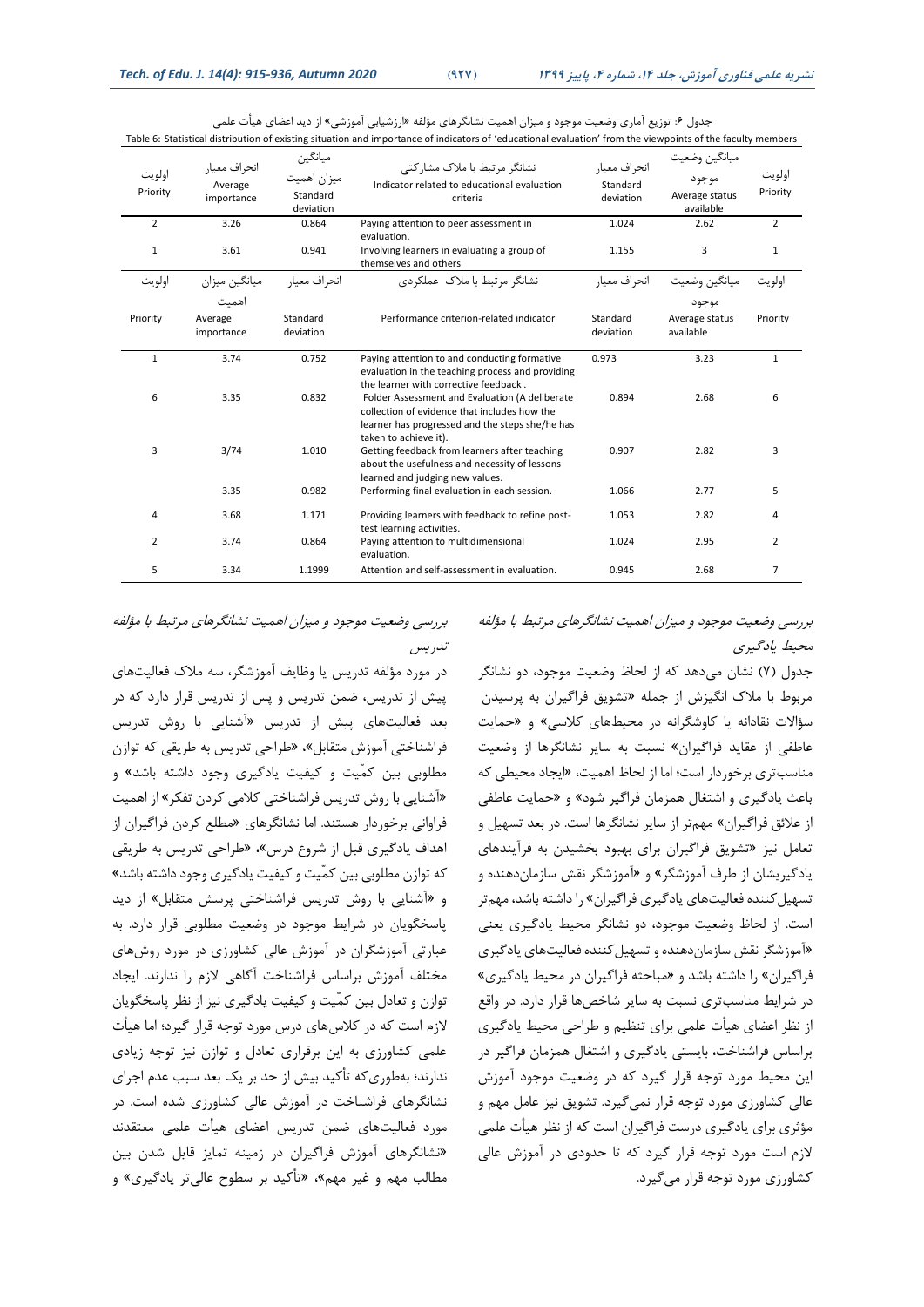جدول ۶: توزیع آماری وضعیت موجود و میزان اهمیت نشانگرهای مؤلفه «ارزشیابی آموزشی» از دید اعضای هیأت علمی

Table 6: Statistical distribution of existing situation and importance of indicators of 'educational evaluation' from the viewpoints of the faculty members

| اولویت Priority | انحراف معیار Average importance | میانگین میزان اهمیت Standard deviation | نشانگر مرتبط با ملاک مشارکتی Indicator related to educational evaluation criteria | انحراف معیار Standard deviation | میانگین وضعیت موجود Average status available | اولویت Priority |
|---|---|---|---|---|---|---|
| 2 | 3.26 | 0.864 | Paying attention to peer assessment in evaluation. | 1.024 | 2.62 | 2 |
| 1 | 3.61 | 0.941 | Involving learners in evaluating a group of themselves and others | 1.155 | 3 | 1 |
| اولویت Priority | میانگین میزان اهمیت Average importance | انحراف معیار Standard deviation | نشانگر مرتبط با ملاک عملکردی Performance criterion-related indicator | انحراف معیار Standard deviation | میانگین وضعیت موجود Average status available | اولویت Priority |
| 1 | 3.74 | 0.752 | Paying attention to and conducting formative evaluation in the teaching process and providing the learner with corrective feedback . | 0.973 | 3.23 | 1 |
| 6 | 3.35 | 0.832 | Folder Assessment and Evaluation (A deliberate collection of evidence that includes how the learner has progressed and the steps she/he has taken to achieve it). | 0.894 | 2.68 | 6 |
| 3 | 3/74 | 1.010 | Getting feedback from learners after teaching about the usefulness and necessity of lessons learned and judging new values. | 0.907 | 2.82 | 3 |
| | 3.35 | 0.982 | Performing final evaluation in each session. | 1.066 | 2.77 | 5 |
| 4 | 3.68 | 1.171 | Providing learners with feedback to refine post-test learning activities. | 1.053 | 2.82 | 4 |
| 2 | 3.74 | 0.864 | Paying attention to multidimensional evaluation. | 1.024 | 2.95 | 2 |
| 5 | 3.34 | 1.1999 | Attention and self-assessment in evaluation. | 0.945 | 2.68 | 7 |

*بررسی وضعیت موجود و میزان اهمیت نشانگرهای مرتبط با مؤلفه محیط یادگیری*

جدول (۷) نشان می‌دهد که از لحاظ وضعیت موجود، دو نشانگر مربوط با ملاک انگیزش از جمله «تشویق فراگیران به پرسیدن سؤالات نقادانه یا کاوشگرانه در محیط‌های کلاسی» و «حمایت عاطفی از عقاید فراگیران» نسبت به سایر نشانگرها از وضعیت مناسب‌تری برخوردار است؛ اما از لحاظ اهمیت، «ایجاد محیطی که باعث یادگیری و اشتغال همزمان فراگیر شود» و «حمایت عاطفی از علائق فراگیران» مهم‌تر از سایر نشانگرها است. در بعد تسهیل و تعامل نیز «تشویق فراگیران برای بهبود بخشیدن به فرآیندهای یادگیریشان از طرف آموزشگر» و «آموزشگر نقش سازمان‌دهنده و تسهیل‌کننده فعالیت‌های یادگیری فراگیران» را داشته باشد، مهم‌تر است. از لحاظ وضعیت موجود، دو نشانگر محیط یادگیری یعنی «آموزشگر نقش سازمان‌دهنده و تسهیل‌کننده فعالیت‌های یادگیری فراگیران» را داشته باشد و «مباحثه فراگیران در محیط یادگیری» در شرایط مناسب‌تری نسبت به سایر شاخص‌ها قرار دارد. در واقع از نظر اعضای هیأت علمی برای تنظیم و طراحی محیط یادگیری براساس فراشناخت، بایستی یادگیری و اشتغال همزمان فراگیر در این محیط مورد توجه قرار گیرد که در وضعیت موجود آموزش عالی کشاورزی مورد توجه قرار نمی‌گیرد. تشویق نیز عامل مهم و مؤثری برای یادگیری درست فراگیران است که از نظر هیأت علمی لازم است مورد توجه قرار گیرد که تا حدودی در آموزش عالی کشاورزی مورد توجه قرار می‌گیرد.

*بررسی وضعیت موجود و میزان اهمیت نشانگرهای مرتبط با مؤلفه تدریس*

در مورد مؤلفه تدریس یا وظایف آموزشگر، سه ملاک فعالیت‌های پیش از تدریس، ضمن تدریس و پس از تدریس قرار دارد که در بعد فعالیت‌های پیش از تدریس «آشنایی با روش تدریس فراشناختی آموزش متقابل»، «طراحی تدریس به طریقی که توازن مطلوبی بین کمّیت و کیفیت یادگیری وجود داشته باشد» و «آشنایی با روش تدریس فراشناختی کلامی کردن تفکر» از اهمیت فراوانی برخوردار هستند. اما نشانگرهای «مطلع کردن فراگیران از اهداف یادگیری قبل از شروع درس»، «طراحی تدریس به طریقی که توازن مطلوبی بین کمّیت و کیفیت یادگیری وجود داشته باشد» و «آشنایی با روش تدریس فراشناختی پرسش متقابل» از دید پاسخگویان در شرایط موجود در وضعیت مطلوبی قرار دارد. به عبارتی آموزشگران در آموزش عالی کشاورزی در مورد روش‌های مختلف آموزش براساس فراشناخت آگاهی لازم را ندارند. ایجاد توازن و تعادل بین کمّیت و کیفیت یادگیری نیز از نظر پاسخگویان لازم است که در کلاس‌های درس مورد توجه قرار گیرد؛ اما هیأت علمی کشاورزی به این برقراری تعادل و توازن نیز توجه زیادی ندارند؛ به‌طوری‌که تأکید بیش از حد بر یک بعد سبب عدم اجرای نشانگرهای فراشناخت در آموزش عالی کشاورزی شده است. در مورد فعالیت‌های ضمن تدریس اعضای هیأت علمی معتقدند «نشانگرهای آموزش فراگیران در زمینه تمایز قایل شدن بین مطالب مهم و غیر مهم»، «تأکید بر سطوح عالی‌تر یادگیری» و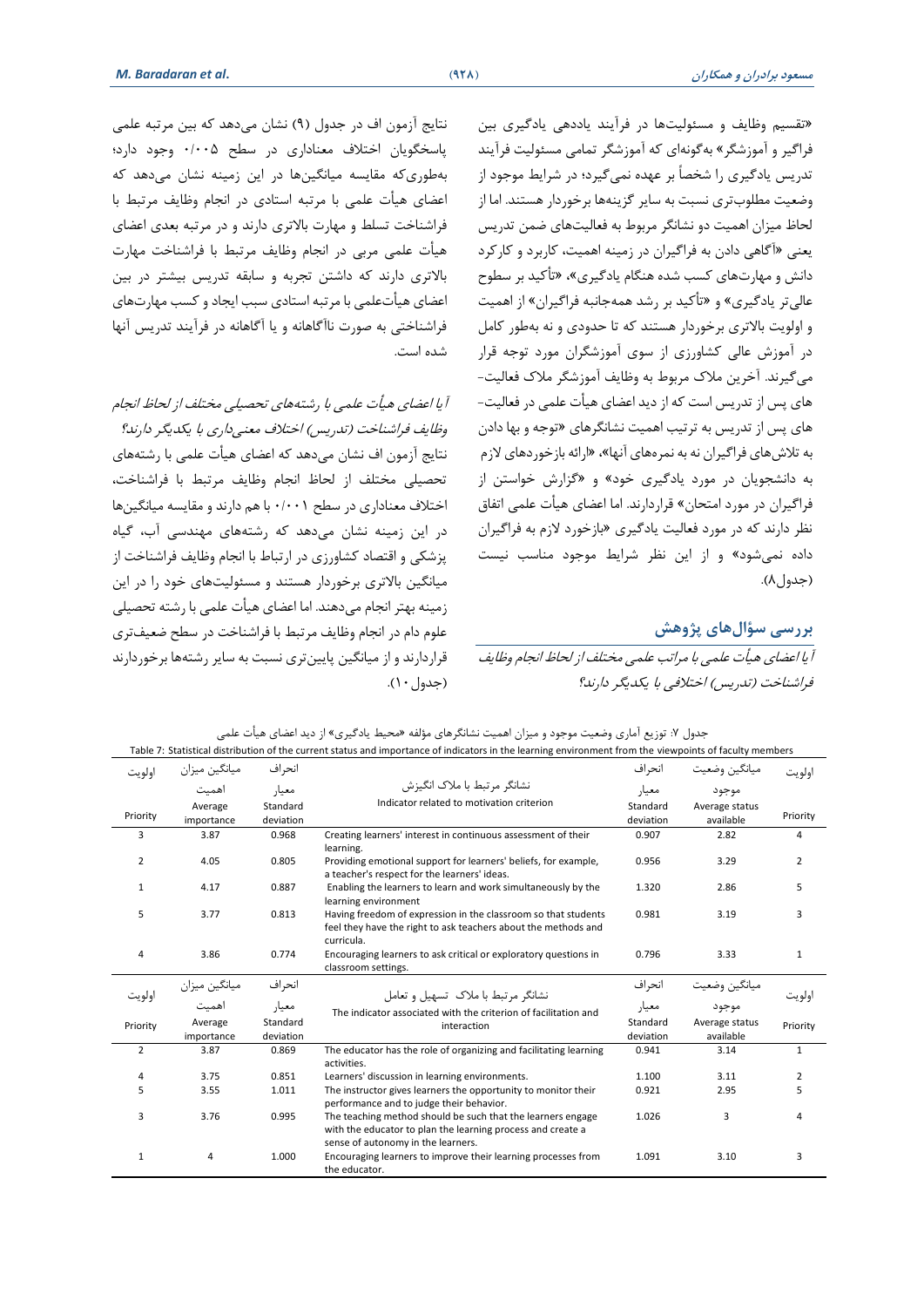«تقسیم وظایف و مسئولیت‌ها در فرآیند یاددهی یادگیری بین فراگیر و آموزشگر» به‌گونه‌ای که آموزشگر تمامی مسئولیت فرآیند تدریس یادگیری را شخصاً بر عهده نمی‌گیرد؛ در شرایط موجود از وضعیت مطلوب‌تری نسبت به سایر گزینه‌ها برخوردار هستند. اما از لحاظ میزان اهمیت دو نشانگر مربوط به فعالیت‌های ضمن تدریس یعنی «آگاهی دادن به فراگیران در زمینه اهمیت، کاربرد و کارکرد دانش و مهارت‌های کسب شده هنگام یادگیری»، «تأکید بر سطوح عالی‌تر یادگیری» و «تأکید بر رشد همه‌جانبه فراگیران» از اهمیت و اولویت بالاتری برخوردار هستند که تا حدودی و نه به‌طور کامل در آموزش عالی کشاورزی از سوی آموزشگران مورد توجه قرار می‌گیرند. آخرین ملاک مربوط به وظایف آموزشگر ملاک فعالیت‌های پس از تدریس است که از دید اعضای هیأت علمی در فعالیت‌های پس از تدریس به ترتیب اهمیت نشانگرهای «توجه و بها دادن به تلاش‌های فراگیران نه به نمره‌های آنها»، «ارائه بازخوردهای لازم به دانشجویان در مورد یادگیری خود» و «گزارش خواستن از فراگیران در مورد امتحان» قراردارند. اما اعضای هیأت علمی اتفاق نظر دارند که در مورد فعالیت یادگیری «بازخورد لازم به فراگیران داده نمی‌شود» و از این نظر شرایط موجود مناسب نیست (جدول۸).

## بررسی سؤال‌های پژوهش

*آیا اعضای هیأت علمی با مراتب علمی مختلف از لحاظ انجام وظایف فراشناخت (تدریس) اختلافی با یکدیگر دارند؟*

نتایج آزمون اف در جدول (۹) نشان می‌دهد که بین مرتبه علمی پاسخگویان اختلاف معناداری در سطح ۰/۰۰۵ وجود دارد؛ به‌طوری‌که مقایسه میانگین‌ها در این زمینه نشان می‌دهد که اعضای هیأت علمی با مرتبه استادی در انجام وظایف مرتبط با فراشناخت تسلط و مهارت بالاتری دارند و در مرتبه بعدی اعضای هیأت علمی مربی در انجام وظایف مرتبط با فراشناخت مهارت بالاتری دارند که داشتن تجربه و سابقه تدریس بیشتر در بین اعضای هیأت‌علمی با مرتبه استادی سبب ایجاد و کسب مهارت‌های فراشناختی به صورت ناآگاهانه و یا آگاهانه در فرآیند تدریس آنها شده است.

*آیا اعضای هیأت علمی با رشته‌های تحصیلی مختلف از لحاظ انجام وظایف فراشناخت (تدریس) اختلاف معنی‌داری با یکدیگر دارند؟*

نتایج آزمون اف نشان می‌دهد که اعضای هیأت علمی با رشته‌های تحصیلی مختلف از لحاظ انجام وظایف مرتبط با فراشناخت، اختلاف معناداری در سطح ۰/۰۰۱ با هم دارند و مقایسه میانگین‌ها در این زمینه نشان می‌دهد که رشته‌های مهندسی آب، گیاه پزشکی و اقتصاد کشاورزی در ارتباط با انجام وظایف فراشناخت از میانگین بالاتری برخوردار هستند و مسئولیت‌های خود را در این زمینه بهتر انجام می‌دهند. اما اعضای هیأت علمی با رشته تحصیلی علوم دام در انجام وظایف مرتبط با فراشناخت در سطح ضعیف‌تری قراردارند و از میانگین پایین‌تری نسبت به سایر رشته‌ها برخوردارند (جدول ۱۰).

جدول ۷: توزیع آماری وضعیت موجود و میزان اهمیت نشانگرهای مؤلفه «محیط یادگیری» از دید اعضای هیأت علمی

Table 7: Statistical distribution of the current status and importance of indicators in the learning environment from the viewpoints of faculty members

| اولویت Priority | میانگین میزان اهمیت Average importance | انحراف معیار Standard deviation | نشانگر مرتبط با ملاک انگیزش Indicator related to motivation criterion | انحراف معیار Standard deviation | میانگین وضعیت موجود Average status available | اولویت Priority |
|---|---|---|---|---|---|---|
| 3 | 3.87 | 0.968 | Creating learners' interest in continuous assessment of their learning. | 0.907 | 2.82 | 4 |
| 2 | 4.05 | 0.805 | Providing emotional support for learners' beliefs, for example, a teacher's respect for the learners' ideas. | 0.956 | 3.29 | 2 |
| 1 | 4.17 | 0.887 | Enabling the learners to learn and work simultaneously by the learning environment | 1.320 | 2.86 | 5 |
| 5 | 3.77 | 0.813 | Having freedom of expression in the classroom so that students feel they have the right to ask teachers about the methods and curricula. | 0.981 | 3.19 | 3 |
| 4 | 3.86 | 0.774 | Encouraging learners to ask critical or exploratory questions in classroom settings. | 0.796 | 3.33 | 1 |
| اولویت Priority | میانگین میزان اهمیت Average importance | انحراف معیار Standard deviation | نشانگر مرتبط با ملاک تسهیل و تعامل The indicator associated with the criterion of facilitation and interaction | انحراف معیار Standard deviation | میانگین وضعیت موجود Average status available | اولویت Priority |
| 2 | 3.87 | 0.869 | The educator has the role of organizing and facilitating learning activities. | 0.941 | 3.14 | 1 |
| 4 | 3.75 | 0.851 | Learners' discussion in learning environments. | 1.100 | 3.11 | 2 |
| 5 | 3.55 | 1.011 | The instructor gives learners the opportunity to monitor their performance and to judge their behavior. | 0.921 | 2.95 | 5 |
| 3 | 3.76 | 0.995 | The teaching method should be such that the learners engage with the educator to plan the learning process and create a sense of autonomy in the learners. | 1.026 | 3 | 4 |
| 1 | 4 | 1.000 | Encouraging learners to improve their learning processes from the educator. | 1.091 | 3.10 | 3 |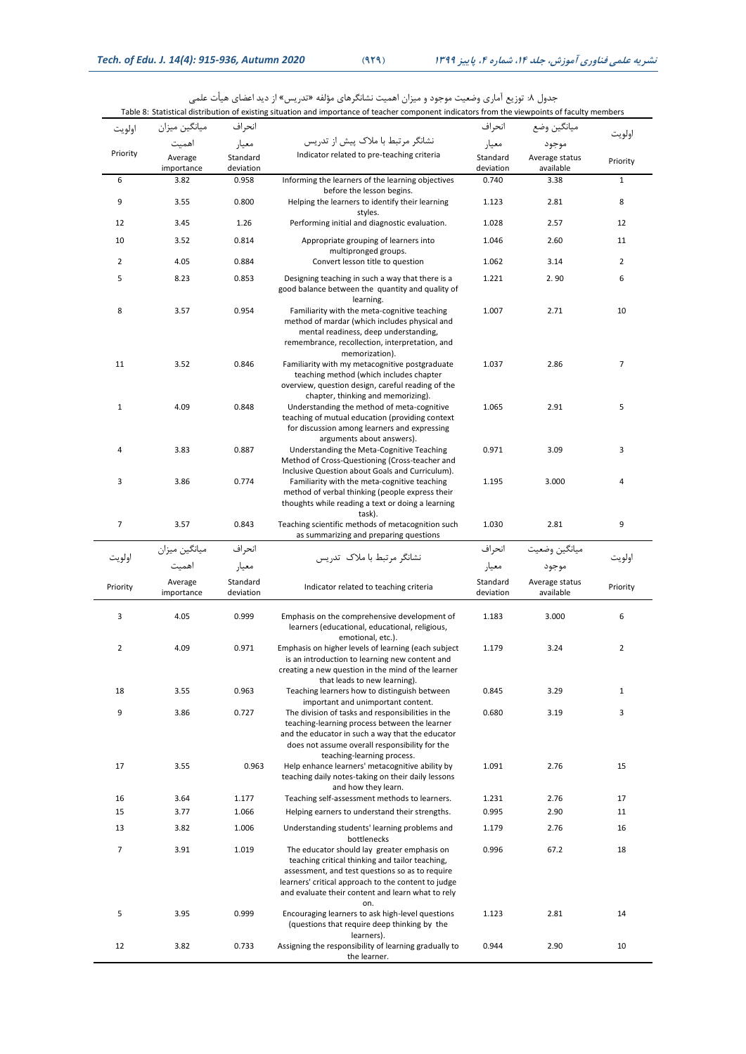جدول ۸: توزیع آماری وضعیت موجود و میزان اهمیت نشانگرهای مؤلفه «تدریس» از دید اعضای هیأت علمی

Table 8: Statistical distribution of existing situation and importance of teacher component indicators from the viewpoints of faculty members

| اولویت Priority | میانگین میزان اهمیت Average importance | انحراف معیار Standard deviation | نشانگر مرتبط با ملاک پیش از تدریس Indicator related to pre-teaching criteria | انحراف معیار Standard deviation | میانگین وضع موجود Average status available | اولویت Priority |
|---|---|---|---|---|---|---|
| 6 | 3.82 | 0.958 | Informing the learners of the learning objectives before the lesson begins. | 0.740 | 3.38 | 1 |
| 9 | 3.55 | 0.800 | Helping the learners to identify their learning styles. | 1.123 | 2.81 | 8 |
| 12 | 3.45 | 1.26 | Performing initial and diagnostic evaluation. | 1.028 | 2.57 | 12 |
| 10 | 3.52 | 0.814 | Appropriate grouping of learners into multipronged groups. | 1.046 | 2.60 | 11 |
| 2 | 4.05 | 0.884 | Convert lesson title to question | 1.062 | 3.14 | 2 |
| 5 | 8.23 | 0.853 | Designing teaching in such a way that there is a good balance between the quantity and quality of learning. | 1.221 | 2. 90 | 6 |
| 8 | 3.57 | 0.954 | Familiarity with the meta-cognitive teaching method of mardar (which includes physical and mental readiness, deep understanding, remembrance, recollection, interpretation, and memorization). | 1.007 | 2.71 | 10 |
| 11 | 3.52 | 0.846 | Familiarity with my metacognitive postgraduate teaching method (which includes chapter overview, question design, careful reading of the chapter, thinking and memorizing). | 1.037 | 2.86 | 7 |
| 1 | 4.09 | 0.848 | Understanding the method of meta-cognitive teaching of mutual education (providing context for discussion among learners and expressing arguments about answers). | 1.065 | 2.91 | 5 |
| 4 | 3.83 | 0.887 | Understanding the Meta-Cognitive Teaching Method of Cross-Questioning (Cross-teacher and Inclusive Question about Goals and Curriculum). | 0.971 | 3.09 | 3 |
| 3 | 3.86 | 0.774 | Familiarity with the meta-cognitive teaching method of verbal thinking (people express their thoughts while reading a text or doing a learning task). | 1.195 | 3.000 | 4 |
| 7 | 3.57 | 0.843 | Teaching scientific methods of metacognition such as summarizing and preparing questions | 1.030 | 2.81 | 9 |
| **اولویت Priority** | **میانگین میزان اهمیت Average importance** | **انحراف معیار Standard deviation** | **نشانگر مرتبط با ملاک تدریس Indicator related to teaching criteria** | **انحراف معیار Standard deviation** | **میانگین وضعیت موجود Average status available** | **اولویت Priority** |
| 3 | 4.05 | 0.999 | Emphasis on the comprehensive development of learners (educational, educational, religious, emotional, etc.). | 1.183 | 3.000 | 6 |
| 2 | 4.09 | 0.971 | Emphasis on higher levels of learning (each subject is an introduction to learning new content and creating a new question in the mind of the learner that leads to new learning). | 1.179 | 3.24 | 2 |
| 18 | 3.55 | 0.963 | Teaching learners how to distinguish between important and unimportant content. | 0.845 | 3.29 | 1 |
| 9 | 3.86 | 0.727 | The division of tasks and responsibilities in the teaching-learning process between the learner and the educator in such a way that the educator does not assume overall responsibility for the teaching-learning process. | 0.680 | 3.19 | 3 |
| 17 | 3.55 | 0.963 | Help enhance learners' metacognitive ability by teaching daily notes-taking on their daily lessons and how they learn. | 1.091 | 2.76 | 15 |
| 16 | 3.64 | 1.177 | Teaching self-assessment methods to learners. | 1.231 | 2.76 | 17 |
| 15 | 3.77 | 1.066 | Helping earners to understand their strengths. | 0.995 | 2.90 | 11 |
| 13 | 3.82 | 1.006 | Understanding students' learning problems and bottlenecks | 1.179 | 2.76 | 16 |
| 7 | 3.91 | 1.019 | The educator should lay greater emphasis on teaching critical thinking and tailor teaching, assessment, and test questions so as to require learners' critical approach to the content to judge and evaluate their content and learn what to rely on. | 0.996 | 67.2 | 18 |
| 5 | 3.95 | 0.999 | Encouraging learners to ask high-level questions (questions that require deep thinking by the learners). | 1.123 | 2.81 | 14 |
| 12 | 3.82 | 0.733 | Assigning the responsibility of learning gradually to the learner. | 0.944 | 2.90 | 10 |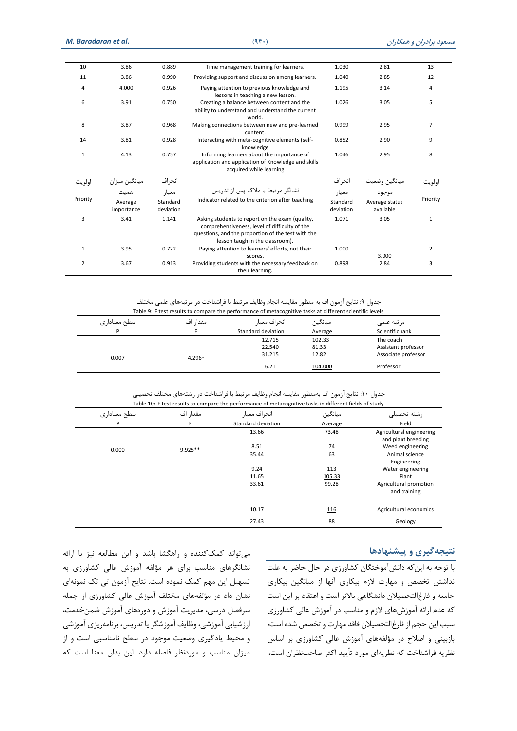| 10 | 3.86 | 0.889 | Time management training for learners. | 1.030 | 2.81 | 13 |
|---|---|---|---|---|---|---|
| 11 | 3.86 | 0.990 | Providing support and discussion among learners. | 1.040 | 2.85 | 12 |
| 4 | 4.000 | 0.926 | Paying attention to previous knowledge and lessons in teaching a new lesson. | 1.195 | 3.14 | 4 |
| 6 | 3.91 | 0.750 | Creating a balance between content and the ability to understand and understand the current world. | 1.026 | 3.05 | 5 |
| 8 | 3.87 | 0.968 | Making connections between new and pre-learned content. | 0.999 | 2.95 | 7 |
| 14 | 3.81 | 0.928 | Interacting with meta-cognitive elements (self-knowledge | 0.852 | 2.90 | 9 |
| 1 | 4.13 | 0.757 | Informing learners about the importance of application and application of Knowledge and skills acquired while learning | 1.046 | 2.95 | 8 |
| اولویت Priority | میانگین میزان اهمیت Average importance | انحراف معیار Standard deviation | نشانگر مرتبط با ملاک پس از تدریس Indicator related to the criterion after teaching | انحراف معیار Standard deviation | میانگین وضعیت موجود Average status available | اولویت Priority |
| 3 | 3.41 | 1.141 | Asking students to report on the exam (quality, comprehensiveness, level of difficulty of the questions, and the proportion of the test with the lesson taugh in the classroom). | 1.071 | 3.05 | 1 |
| 1 | 3.95 | 0.722 | Paying attention to learners' efforts, not their scores. | 1.000 | 3.000 | 2 |
| 2 | 3.67 | 0.913 | Providing students with the necessary feedback on their learning. | 0.898 | 2.84 | 3 |

جدول ۹: نتایج آزمون اف به منظور مقایسه انجام وظایف مرتبط با فراشناخت در مرتبه‌های علمی مختلف

Table 9: F test results to compare the performance of metacognitive tasks at different scientific levels

| سطح معناداری P | مقدار اف F | انحراف معیار Standard deviation | میانگین Average | مرتبه علمی Scientific rank |
|---|---|---|---|---|
| 0.007 | 4.296* | 12.715 | 102.33 | The coach |
| | | 22.540 | 81.33 | Assistant professor |
| | | 31.215 | 12.82 | Associate professor |
| | | 6.21 | 104.000 | Professor |

جدول ۱۰: نتایج آزمون اف به‌منظور مقایسه انجام وظایف مرتبط با فراشناخت در رشته‌های مختلف تحصیلی

Table 10: F test results to compare the performance of metacognitive tasks in different fields of study

| سطح معناداری P | مقدار اف F | انحراف معیار Standard deviation | میانگین Average | رشته تحصیلی Field |
|---|---|---|---|---|
| 0.000 | 9.925** | 13.66 | 73.48 | Agricultural engineering and plant breeding |
| | | 8.51 | 74 | Weed engineering |
| | | 35.44 | 63 | Animal science Engineering |
| | | 9.24 | 113 | Water engineering |
| | | 11.65 | 105.33 | Plant |
| | | 33.61 | 99.28 | Agricultural promotion and training |
| | | 10.17 | 116 | Agricultural economics |
| | | 27.43 | 88 | Geology |

## نتیجه‌گیری و پیشنهادها

با توجه به این‌که دانش‌آموختگان کشاورزی در حال حاضر به علت نداشتن تخصص و مهارت لازم بیکاری آنها از میانگین بیکاری جامعه و فارغ‌التحصیلان دانشگاهی بالاتر است و اعتقاد بر این است که عدم ارائه آموزش‌های لازم و مناسب در آموزش عالی کشاورزی سبب این حجم از فارغ‌التحصیلان فاقد مهارت و تخصص شده است؛ بازبینی و اصلاح در مؤلفه‌های آموزش عالی کشاورزی بر اساس نظریه فراشناخت که نظریه‌ای مورد تأیید اکثر صاحب‌نظران است، می‌تواند کمک‌کننده و راهگشا باشد و این مطالعه نیز با ارائه نشانگرهای مناسب برای هر مؤلفه آموزش عالی کشاورزی به تسهیل این مهم کمک نموده است. نتایج آزمون تی تک نمونه‌ای نشان داد که در مؤلفه‌های مختلف آموزش عالی کشاورزی از جمله سرفصل درسی، مدیریت آموزش و دوره‌های آموزش ضمن‌خدمت، ارزشیابی آموزشی، وظایف آموزشگر یا تدریس، برنامه‌ریزی آموزشی و محیط یادگیری وضعیت موجود در سطح نامناسبی است و از میزان مناسب و موردنظر فاصله دارد. این بدان معنا است که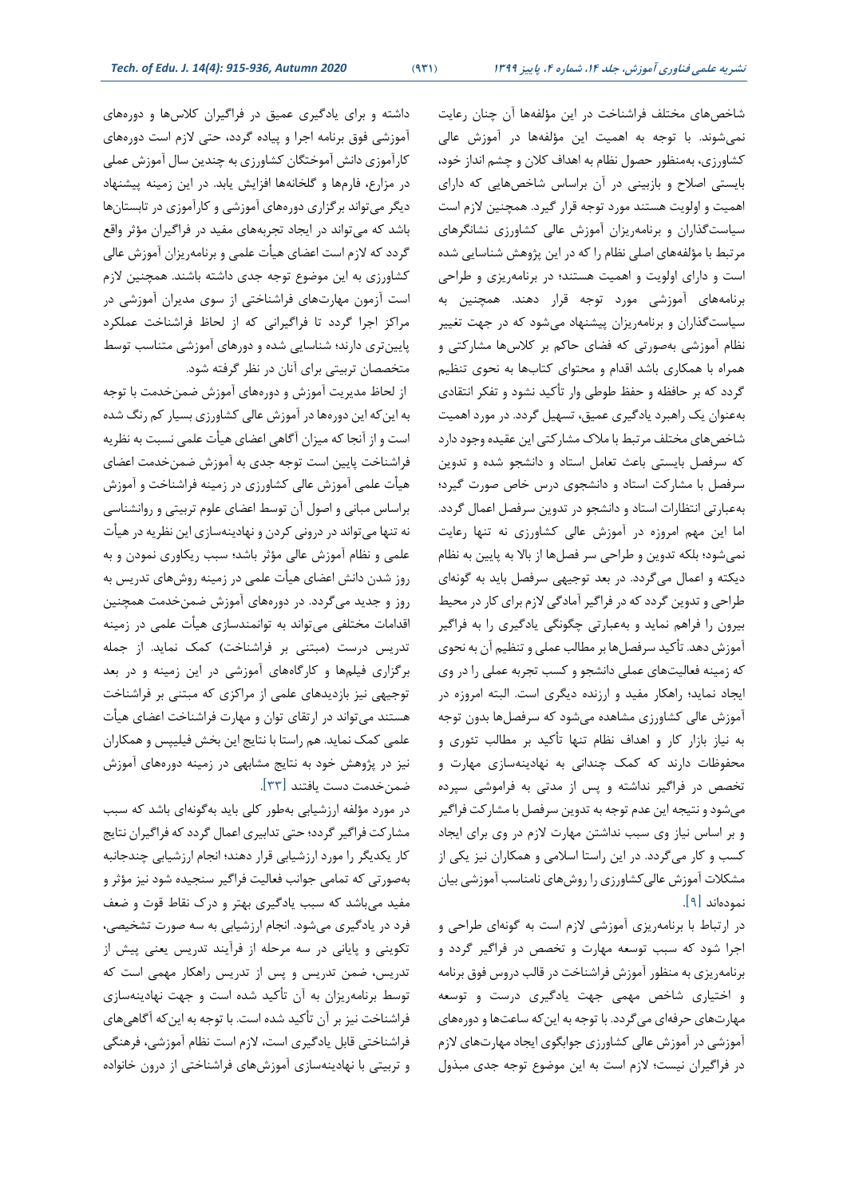شاخص‌های مختلف فراشناخت در این مؤلفه‌ها آن چنان رعایت نمی‌شوند. با توجه به اهمیت این مؤلفه‌ها در آموزش عالی کشاورزی، به‌منظور حصول نظام به اهداف کلان و چشم انداز خود، بایستی اصلاح و بازبینی در آن براساس شاخص‌هایی که دارای اهمیت و اولویت هستند مورد توجه قرار گیرد. همچنین لازم است سیاست‌گذاران و برنامه‌ریزان آموزش عالی کشاورزی نشانگرهای مرتبط با مؤلفه‌های اصلی نظام را که در این پژوهش شناسایی شده است و دارای اولویت و اهمیت هستند؛ در برنامه‌ریزی و طراحی برنامه‌های آموزشی مورد توجه قرار دهند. همچنین به سیاست‌گذاران و برنامه‌ریزان پیشنهاد می‌شود که در جهت تغییر نظام آموزشی به‌صورتی که فضای حاکم بر کلاس‌ها مشارکتی و همراه با همکاری باشد اقدام و محتوای کتاب‌ها به نحوی تنظیم گردد که بر حافظه و حفظ طوطی وار تأکید نشود و تفکر انتقادی به‌عنوان یک راهبرد یادگیری عمیق، تسهیل گردد. در مورد اهمیت شاخص‌های مختلف مرتبط با ملاک مشارکتی این عقیده وجود دارد که سرفصل بایستی باعث تعامل استاد و دانشجو شده و تدوین سرفصل با مشارکت استاد و دانشجوی درس خاص صورت گیرد؛ به‌عبارتی انتظارات استاد و دانشجو در تدوین سرفصل اعمال گردد. اما این مهم امروزه در آموزش عالی کشاورزی نه تنها رعایت نمی‌شود؛ بلکه تدوین و طراحی سر فصل‌ها از بالا به پایین به نظام دیکته و اعمال می‌گردد. در بعد توجیهی سرفصل باید به گونه‌ای طراحی و تدوین گردد که در فراگیر آمادگی لازم برای کار در محیط بیرون را فراهم نماید و به‌عبارتی چگونگی یادگیری را به فراگیر آموزش دهد. تأکید سرفصل‌ها بر مطالب عملی و تنظیم آن به نحوی که زمینه فعالیت‌های عملی دانشجو و کسب تجربه عملی را در وی ایجاد نماید؛ راهکار مفید و ارزنده دیگری است. البته امروزه در آموزش عالی کشاورزی مشاهده می‌شود که سرفصل‌ها بدون توجه به نیاز بازار کار و اهداف نظام تنها تأکید بر مطالب تئوری و محفوظات دارند که کمک چندانی به نهادینه‌سازی مهارت و تخصص در فراگیر نداشته و پس از مدتی به فراموشی سپرده می‌شود و نتیجه این عدم توجه به تدوین سرفصل با مشارکت فراگیر و بر اساس نیاز وی سبب نداشتن مهارت لازم در وی برای ایجاد کسب و کار می‌گردد. در این راستا اسلامی و همکاران نیز یکی از مشکلات آموزش عالی‌کشاورزی را روش‌های نامناسب آموزشی بیان نموده‌اند [۹].

در ارتباط با برنامه‌ریزی آموزشی لازم است به گونه‌ای طراحی و اجرا شود که سبب توسعه مهارت و تخصص در فراگیر گردد و برنامه‌ریزی به منظور آموزش فراشناخت در قالب دروس فوق برنامه و اختیاری شاخص مهمی جهت یادگیری درست و توسعه مهارت‌های حرفه‌ای می‌گردد. با توجه به این‌که ساعت‌ها و دوره‌های آموزشی در آموزش عالی کشاورزی جوابگوی ایجاد مهارت‌های لازم در فراگیران نیست؛ لازم است به این موضوع توجه جدی مبذول داشته و برای یادگیری عمیق در فراگیران کلاس‌ها و دوره‌های آموزشی فوق برنامه اجرا و پیاده گردد، حتی لازم است دوره‌های کارآموزی دانش آموختگان کشاورزی به چندین سال آموزش عملی در مزارع، فارم‌ها و گلخانه‌ها افزایش یابد. در این زمینه پیشنهاد دیگر می‌تواند برگزاری دوره‌های آموزشی و کارآموزی در تابستان‌ها باشد که می‌تواند در ایجاد تجربه‌های مفید در فراگیران مؤثر واقع گردد که لازم است اعضای هیأت علمی و برنامه‌ریزان آموزش عالی کشاورزی به این موضوع توجه جدی داشته باشند. همچنین لازم است آزمون مهارت‌های فراشناختی از سوی مدیران آموزشی در مراکز اجرا گردد تا فراگیرانی که از لحاظ فراشناخت عملکرد پایین‌تری دارند؛ شناسایی شده و دوره‌های آموزشی متناسب توسط متخصصان تربیتی برای آنان در نظر گرفته شود.

از لحاظ مدیریت آموزش و دوره‌های آموزش ضمن‌خدمت با توجه به این‌که این دوره‌ها در آموزش عالی کشاورزی بسیار کم رنگ شده است و از آنجا که میزان آگاهی اعضای هیأت علمی نسبت به نظریه فراشناخت پایین است توجه جدی به آموزش ضمن‌خدمت اعضای هیأت علمی آموزش عالی کشاورزی در زمینه فراشناخت و آموزش براساس مبانی و اصول آن توسط اعضای علوم تربیتی و روانشناسی نه تنها می‌تواند در درونی کردن و نهادینه‌سازی این نظریه در هیأت علمی و نظام آموزش عالی مؤثر باشد؛ سبب ریکاوری نمودن و به روز شدن دانش اعضای هیأت علمی در زمینه روش‌های تدریس به روز و جدید می‌گردد. در دوره‌های آموزش ضمن‌خدمت همچنین اقدامات مختلفی می‌تواند به توانمندسازی هیأت علمی در زمینه تدریس درست (مبتنی بر فراشناخت) کمک نماید. از جمله برگزاری فیلم‌ها و کارگاه‌های آموزشی در این زمینه و در بعد توجیهی نیز بازدیدهای علمی از مراکزی که مبتنی بر فراشناخت هستند می‌تواند در ارتقای توان و مهارت فراشناخت اعضای هیأت علمی کمک نماید. هم راستا با نتایج این بخش فیلیپس و همکاران نیز در پژوهش خود به نتایج مشابهی در زمینه دوره‌های آموزش ضمن‌خدمت دست یافتند [۳۳].

در مورد مؤلفه ارزشیابی به‌طور کلی باید به‌گونه‌ای باشد که سبب مشارکت فراگیر گردد؛ حتی تدابیری اعمال گردد که فراگیران نتایج کار یکدیگر را مورد ارزشیابی قرار دهند؛ انجام ارزشیابی چندجانبه به‌صورتی که تمامی جوانب فعالیت فراگیر سنجیده شود نیز مؤثر و مفید می‌باشد که سبب یادگیری بهتر و درک نقاط قوت و ضعف فرد در یادگیری می‌شود. انجام ارزشیابی به سه صورت تشخیصی، تکوینی و پایانی در سه مرحله از فرآیند تدریس یعنی پیش از تدریس، ضمن تدریس و پس از تدریس راهکار مهمی است که توسط برنامه‌ریزان به آن تأکید شده است و جهت نهادینه‌سازی فراشناخت نیز بر آن تأکید شده است. با توجه به این‌که آگاهی‌های فراشناختی قابل یادگیری است، لازم است نظام آموزشی، فرهنگی و تربیتی با نهادینه‌سازی آموزش‌های فراشناختی از درون خانواده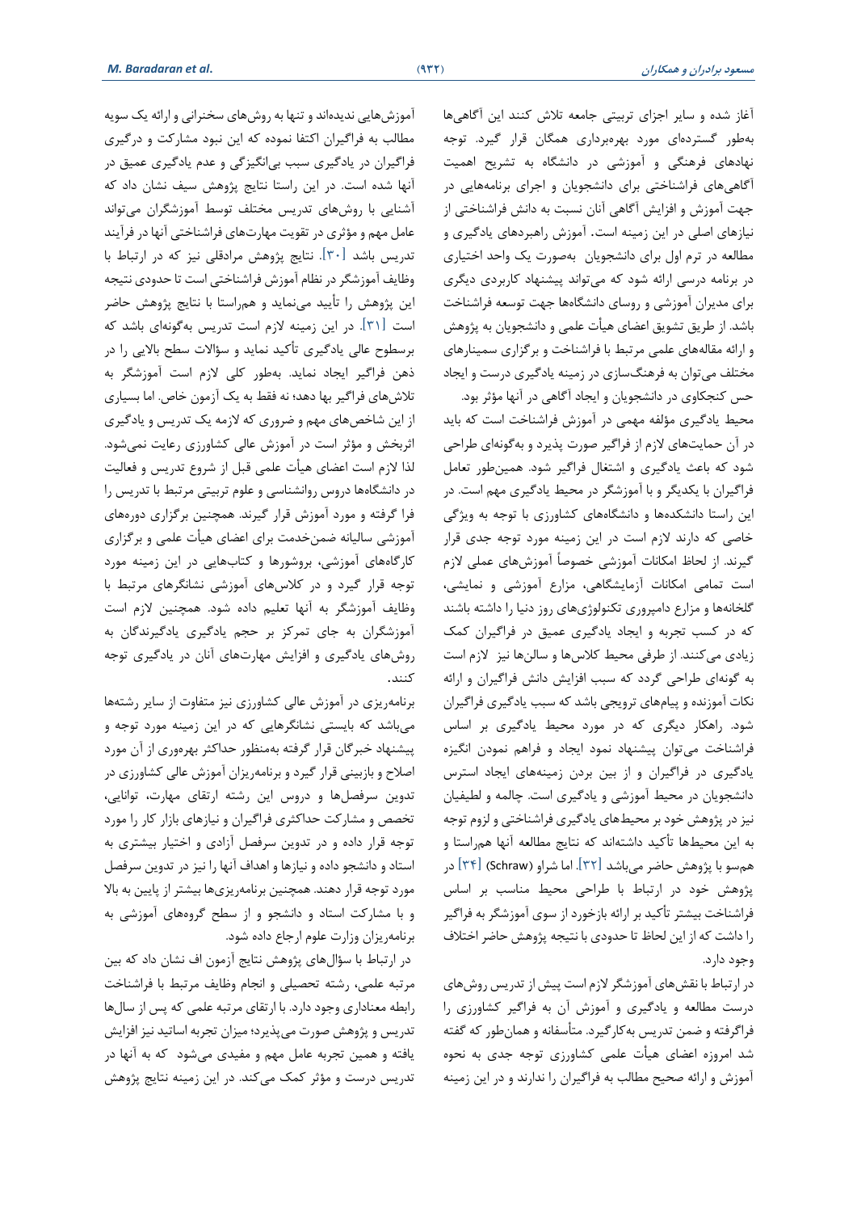آغاز شده و سایر اجزای تربیتی جامعه تلاش کنند این آگاهی‌ها به‌طور گسترده‌ای مورد بهره‌برداری همگان قرار گیرد. توجه نهادهای فرهنگی و آموزشی در دانشگاه به تشریح اهمیت آگاهی‌های فراشناختی برای دانشجویان و اجرای برنامه‌هایی در جهت آموزش و افزایش آگاهی آنان نسبت به دانش فراشناختی از نیازهای اصلی در این زمینه است. آموزش راهبردهای یادگیری و مطالعه در ترم اول برای دانشجویان به‌صورت یک واحد اختیاری در برنامه درسی ارائه شود که می‌تواند پیشنهاد کاربردی دیگری برای مدیران آموزشی و روسای دانشگاه‌ها جهت توسعه فراشناخت باشد. از طریق تشویق اعضای هیأت علمی و دانشجویان به پژوهش و ارائه مقاله‌های علمی مرتبط با فراشناخت و برگزاری سمینارهای مختلف می‌توان به فرهنگ‌سازی در زمینه یادگیری درست و ایجاد حس کنجکاوی در دانشجویان و ایجاد آگاهی در آنها مؤثر بود.

محیط یادگیری مؤلفه مهمی در آموزش فراشناخت است که باید در آن حمایت‌های لازم از فراگیر صورت پذیرد و به‌گونه‌ای طراحی شود که باعث یادگیری و اشتغال فراگیر شود. همین‌طور تعامل فراگیران با یکدیگر و با آموزشگر در محیط یادگیری مهم است. در این راستا دانشکده‌ها و دانشگاه‌های کشاورزی با توجه به ویژگی خاصی که دارند لازم است در این زمینه مورد توجه جدی قرار گیرند. از لحاظ امکانات آموزشی خصوصاً آموزش‌های عملی لازم است تمامی امکانات آزمایشگاهی، مزارع آموزشی و نمایشی، گلخانه‌ها و مزارع دامپروری تکنولوژی‌های روز دنیا را داشته باشند که در کسب تجربه و ایجاد یادگیری عمیق در فراگیران کمک زیادی می‌کنند. از طرفی محیط کلاس‌ها و سالن‌ها نیز لازم است به گونه‌ای طراحی گردد که سبب افزایش دانش فراگیران و ارائه نکات آموزنده و پیام‌های ترویجی باشد که سبب یادگیری فراگیران شود. راهکار دیگری که در مورد محیط یادگیری بر اساس فراشناخت می‌توان پیشنهاد نمود ایجاد و فراهم نمودن انگیزه یادگیری در فراگیران و از بین بردن زمینه‌های ایجاد استرس دانشجویان در محیط آموزشی و یادگیری است. چالمه و لطیفیان نیز در پژوهش خود بر محیط‌های یادگیری فراشناختی و لزوم توجه به این محیط‌ها تأکید داشته‌اند که نتایج مطالعه آنها هم‌راستا و هم‌سو با پژوهش حاضر می‌باشد [۳۲]. اما شراو (Schraw) [۳۴] در پژوهش خود در ارتباط با طراحی محیط مناسب بر اساس فراشناخت بیشتر تأکید بر ارائه بازخورد از سوی آموزشگر به فراگیر را داشت که از این لحاظ تا حدودی با نتیجه پژوهش حاضر اختلاف وجود دارد.

در ارتباط با نقش‌های آموزشگر لازم است پیش از تدریس روش‌های درست مطالعه و یادگیری و آموزش آن به فراگیر کشاورزی را فراگرفته و ضمن تدریس به‌کارگیرد. متأسفانه و همان‌طور که گفته شد امروزه اعضای هیأت علمی کشاورزی توجه جدی به نحوه آموزش و ارائه صحیح مطالب به فراگیران را ندارند و در این زمینه آموزش‌هایی ندیده‌اند و تنها به روش‌های سخنرانی و ارائه یک سویه مطالب به فراگیران اکتفا نموده که این نبود مشارکت و درگیری فراگیران در یادگیری سبب بی‌انگیزگی و عدم یادگیری عمیق در آنها شده است. در این راستا نتایج پژوهش سیف نشان داد که آشنایی با روش‌های تدریس مختلف توسط آموزشگران می‌تواند عامل مهم و مؤثری در تقویت مهارت‌های فراشناختی آنها در فرآیند تدریس باشد [۳۰]. نتایج پژوهش مرادقلی نیز که در ارتباط با وظایف آموزشگر در نظام آموزش فراشناختی است تا حدودی نتیجه این پژوهش را تأیید می‌نماید و هم‌راستا با نتایج پژوهش حاضر است [۳۱]. در این زمینه لازم است تدریس به‌گونه‌ای باشد که برسطوح عالی یادگیری تأکید نماید و سؤالات سطح بالایی را در ذهن فراگیر ایجاد نماید. به‌طور کلی لازم است آموزشگر به تلاش‌های فراگیر بها دهد؛ نه فقط به یک آزمون خاص. اما بسیاری از این شاخص‌های مهم و ضروری که لازمه یک تدریس و یادگیری اثربخش و مؤثر است در آموزش عالی کشاورزی رعایت نمی‌شود. لذا لازم است اعضای هیأت علمی قبل از شروع تدریس و فعالیت در دانشگاه‌ها دروس روانشناسی و علوم تربیتی مرتبط با تدریس را فرا گرفته و مورد آموزش قرار گیرند. همچنین برگزاری دوره‌های آموزشی سالیانه ضمن‌خدمت برای اعضای هیأت علمی و برگزاری کارگاه‌های آموزشی، بروشورها و کتاب‌هایی در این زمینه مورد توجه قرار گیرد و در کلاس‌های آموزشی نشانگرهای مرتبط با وظایف آموزشگر به آنها تعلیم داده شود. همچنین لازم است آموزشگران به جای تمرکز بر حجم یادگیری یادگیرندگان به روش‌های یادگیری و افزایش مهارت‌های آنان در یادگیری توجه کنند.

برنامه‌ریزی در آموزش عالی کشاورزی نیز متفاوت از سایر رشته‌ها می‌باشد که بایستی نشانگرهایی که در این زمینه مورد توجه و پیشنهاد خبرگان قرار گرفته به‌منظور حداکثر بهره‌وری از آن مورد اصلاح و بازبینی قرار گیرد و برنامه‌ریزان آموزش عالی کشاورزی در تدوین سرفصل‌ها و دروس این رشته ارتقای مهارت، توانایی، تخصص و مشارکت حداکثری فراگیران و نیازهای بازار کار را مورد توجه قرار داده و در تدوین سرفصل آزادی و اختیار بیشتری به استاد و دانشجو داده و نیازها و اهداف آنها را نیز در تدوین سرفصل مورد توجه قرار دهند. همچنین برنامه‌ریزی‌ها بیشتر از پایین به بالا و با مشارکت استاد و دانشجو و از سطح گروه‌های آموزشی به برنامه‌ریزان وزارت علوم ارجاع داده شود.

در ارتباط با سؤال‌های پژوهش نتایج آزمون اف نشان داد که بین مرتبه علمی، رشته تحصیلی و انجام وظایف مرتبط با فراشناخت رابطه معناداری وجود دارد. با ارتقای مرتبه علمی که پس از سال‌ها تدریس و پژوهش صورت می‌پذیرد؛ میزان تجربه اساتید نیز افزایش یافته و همین تجربه عامل مهم و مفیدی می‌شود که به آنها در تدریس درست و مؤثر کمک می‌کند. در این زمینه نتایج پژوهش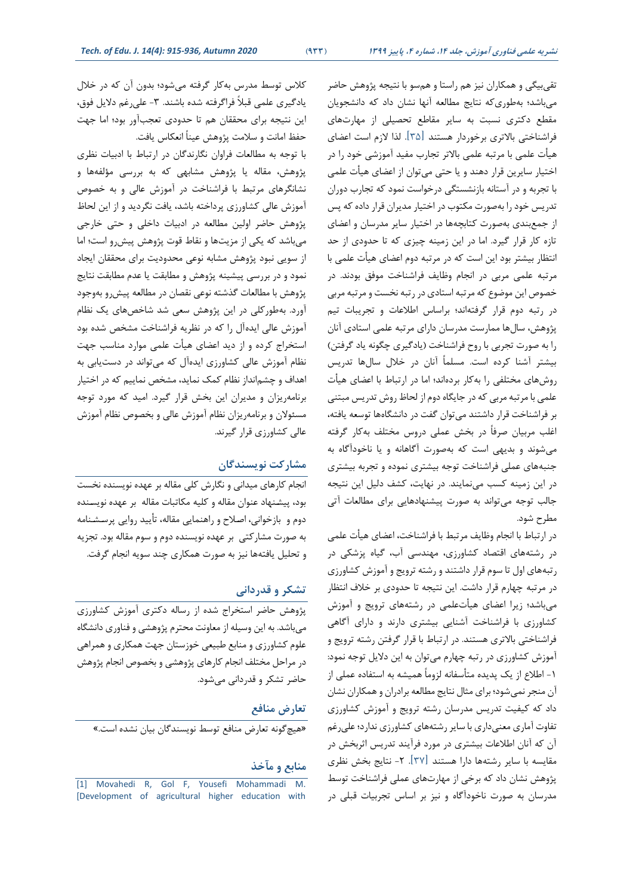تقی‌بیگی و همکاران نیز هم راستا و هم‌سو با نتیجه پژوهش حاضر می‌باشد؛ به‌طوری‌که نتایج مطالعه آنها نشان داد که دانشجویان مقطع دکتری نسبت به سایر مقاطع تحصیلی از مهارت‌های فراشناختی بالاتری برخوردار هستند [۳۵]. لذا لازم است اعضای هیأت علمی با مرتبه علمی بالاتر تجارب مفید آموزشی خود را در اختیار سایرین قرار دهند و یا حتی می‌توان از اعضای هیأت علمی با تجربه و در آستانه بازنشستگی درخواست نمود که تجارب دوران تدریس خود را به‌صورت مکتوب در اختیار مدیران قرار داده که پس از جمع‌بندی به‌صورت کتابچه‌ها در اختیار سایر مدرسان و اعضای تازه کار قرار گیرد. اما در این زمینه چیزی که تا حدودی از حد انتظار بیشتر بود این است که در مرتبه دوم اعضای هیأت علمی با مرتبه علمی مربی در انجام وظایف فراشناخت موفق بودند. در خصوص این موضوع که مرتبه استادی در رتبه نخست و مرتبه مربی در رتبه دوم قرار گرفته‌اند؛ براساس اطلاعات و تجربیات تیم پژوهش، سال‌ها ممارست مدرسان دارای مرتبه علمی استادی آنان را به صورت تجربی با روح فراشناخت (یادگیری چگونه یاد گرفتن) بیشتر آشنا کرده است. مسلماً آنان در خلال سال‌ها تدریس روش‌های مختلفی را به‌کار برده‌اند؛ اما در ارتباط با اعضای هیأت علمی با مرتبه مربی که در جایگاه دوم از لحاظ روش تدریس مبتنی بر فراشناخت قرار داشتند می‌توان گفت در دانشگاه‌ها توسعه یافته، اغلب مربیان صرفاً در بخش عملی دروس مختلف به‌کار گرفته می‌شوند و بدیهی است که به‌صورت آگاهانه و یا ناخودآگاه به جنبه‌های عملی فراشناخت توجه بیشتری نموده و تجربه بیشتری در این زمینه کسب می‌نمایند. در نهایت، کشف دلیل این نتیجه جالب توجه می‌تواند به صورت پیشنهادهایی برای مطالعات آتی مطرح شود.

در ارتباط با انجام وظایف مرتبط با فراشناخت، اعضای هیأت علمی در رشته‌های اقتصاد کشاورزی، مهندسی آب، گیاه پزشکی در رتبه‌های اول تا سوم قرار داشتند و رشته ترویج و آموزش کشاورزی در مرتبه چهارم قرار داشت. این نتیجه تا حدودی بر خلاف انتظار می‌باشد؛ زیرا اعضای هیأت‌علمی در رشته‌های ترویج و آموزش کشاورزی با فراشناخت آشنایی بیشتری دارند و دارای آگاهی فراشناختی بالاتری هستند. در ارتباط با قرار گرفتن رشته ترویج و آموزش کشاورزی در رتبه چهارم می‌توان به این دلایل توجه نمود: ۱- اطلاع از یک پدیده متأسفانه لزوماً همیشه به استفاده عملی از آن منجر نمی‌شود؛ برای مثال نتایج مطالعه برادران و همکاران نشان داد که کیفیت تدریس مدرسان رشته ترویج و آموزش کشاورزی تفاوت آماری معنی‌داری با سایر رشته‌های کشاورزی ندارد؛ علی‌رغم آن که آنان اطلاعات بیشتری در مورد فرآیند تدریس اثربخش در مقایسه با سایر رشته‌ها دارا هستند [۳۷]. ۲- نتایج بخش نظری پژوهش نشان داد که برخی از مهارت‌های عملی فراشناخت توسط مدرسان به صورت ناخودآگاه و نیز بر اساس تجربیات قبلی در کلاس توسط مدرس به‌کار گرفته می‌شود؛ بدون آن که در خلال یادگیری علمی قبلاً فراگرفته شده باشند. ۳- علی‌رغم دلایل فوق، این نتیجه برای محققان هم تا حدودی تعجب‌آور بود؛ اما جهت حفظ امانت و سلامت پژوهش عیناً انعکاس یافت.

با توجه به مطالعات فراوان نگارندگان در ارتباط با ادبیات نظری پژوهش، مقاله یا پژوهش مشابهی که به بررسی مؤلفه‌ها و نشانگرهای مرتبط با فراشناخت در آموزش عالی و به خصوص آموزش عالی کشاورزی پرداخته باشد، یافت نگردید و از این لحاظ پژوهش حاضر اولین مطالعه در ادبیات داخلی و حتی خارجی می‌باشد که یکی از مزیت‌ها و نقاط قوت پژوهش پیش‌رو است؛ اما از سویی نبود پژوهش مشابه نوعی محدودیت برای محققان ایجاد نمود و در بررسی پیشینه پژوهش و مطابقت یا عدم مطابقت نتایج پژوهش با مطالعات گذشته نوعی نقصان در مطالعه پیش‌رو به‌وجود آورد. به‌طورکلی در این پژوهش سعی شد شاخص‌های یک نظام آموزش عالی ایده‌آل را که در نظریه فراشناخت مشخص شده بود استخراج کرده و از دید اعضای هیأت علمی موارد مناسب جهت نظام آموزش عالی کشاورزی ایده‌آل که می‌تواند در دست‌یابی به اهداف و چشم‌انداز نظام کمک نماید، مشخص نماییم که در اختیار برنامه‌ریزان و مدیران این بخش قرار گیرد. امید که مورد توجه مسئولان و برنامه‌ریزان نظام آموزش عالی و بخصوص نظام آموزش عالی کشاورزی قرار گیرند.

## مشارکت نویسندگان

انجام کارهای میدانی و نگارش کلی مقاله بر عهده نویسنده نخست بود، پیشنهاد عنوان مقاله و کلیه مکاتبات مقاله بر عهده نویسنده دوم و بازخوانی، اصلاح و راهنمایی مقاله، تأیید روایی پرسشنامه به صورت مشارکتی بر عهده نویسنده دوم و سوم مقاله بود. تجزیه و تحلیل یافته‌ها نیز به صورت همکاری چند سویه انجام گرفت.

## تشکر و قدردانی

پژوهش حاضر استخراج شده از رساله دکتری آموزش کشاورزی می‌باشد. به این وسیله از معاونت محترم پژوهشی و فناوری دانشگاه علوم کشاورزی و منابع طبیعی خوزستان جهت همکاری و همراهی در مراحل مختلف انجام کارهای پژوهشی و بخصوص انجام پژوهش حاضر تشکر و قدردانی می‌شود.

## تعارض منافع

«هیچ‌گونه تعارض منافع توسط نویسندگان بیان نشده است.»

## منابع و مآخذ

[1] Movahedi R, Gol F, Yousefi Mohammadi M. [Development of agricultural higher education with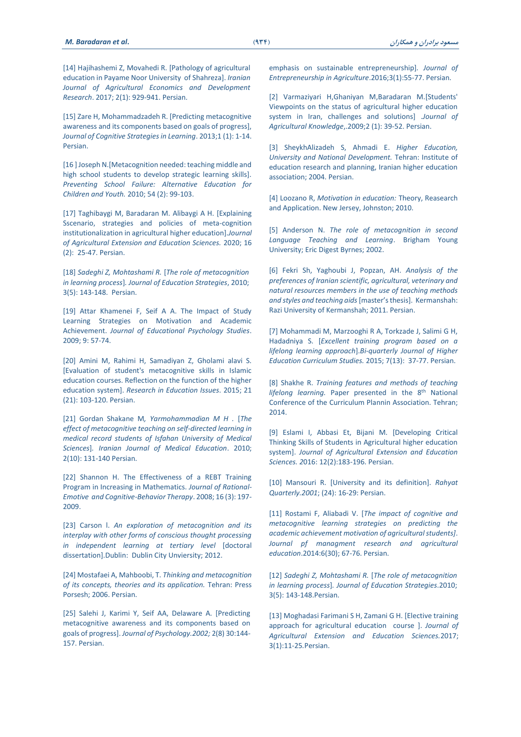[14] Hajihashemi Z, Movahedi R. [Pathology of agricultural education in Payame Noor University of Shahreza]. *Iranian Journal of Agricultural Economics and Development Research*. 2017; 2(1): 929-941. Persian.

[15] Zare H, Mohammadzadeh R. [Predicting metacognitive awareness and its components based on goals of progress], *Journal of Cognitive Strategies in Learning*. 2013;1 (1): 1-14. Persian.

[16 ] Joseph N.[Metacognition needed: teaching middle and high school students to develop strategic learning skills]. *Preventing School Failure: Alternative Education for Children and Youth.* 2010; 54 (2): 99-103.

[17] Taghibaygi M, Baradaran M. Alibaygi A H. [Explaining Sscenario, strategies and policies of meta-cognition institutionalization in agricultural higher education].*Journal of Agricultural Extension and Education Sciences.* 2020; 16 (2): 25-47. Persian.

[18] *Sadeghi Z, Mohtashami R.* [*The role of metacognition in learning process*]. *Journal of Education Strategies*, 2010; 3(5): 143-148. Persian.

[19] Attar Khamenei F, Seif A A. The Impact of Study Learning Strategies on Motivation and Academic Achievement. *Journal of Educational Psychology Studies*. 2009; 9: 57-74.

[20] Amini M, Rahimi H, Samadiyan Z, Gholami alavi S. [Evaluation of student's metacognitive skills in Islamic education courses. Reflection on the function of the higher education system]. *Research in Education Issues*. 2015; 21 (21): 103-120. Persian.

[21] Gordan Shakane M, *Yarmohammadian M H* . [*The effect of metacognitive teaching on self-directed learning in medical record students of Isfahan University of Medical Sciences*]. *Iranian Journal of Medical Education*. 2010; 2(10): 131-140 Persian.

[22] Shannon H. The Effectiveness of a REBT Training Program in Increasing in Mathematics. *Journal of Rational-Emotive and Cognitive-Behavior Therapy*. 2008; 16 (3): 197-2009.

[23] Carson l. *An exploration of metacognition and its interplay with other forms of conscious thought processing in independent learning at tertiary level* [doctoral dissertation].Dublin: Dublin City Unviersity; 2012.

[24] Mostafaei A, Mahboobi, T. *Thinking and metacognition of its concepts, theories and its application.* Tehran: Press Porsesh; 2006. Persian.

[25] Salehi J, Karimi Y, Seif AA, Delaware A. [Predicting metacognitive awareness and its components based on goals of progress]. *Journal of Psychology.2002;* 2(8) 30:144-157. Persian.

emphasis on sustainable entrepreneurship]. *Journal of Entrepreneurship in Agriculture*.2016;3(1):55-77. Persian.

[2] Varmaziyari H,Ghaniyan M,Baradaran M.[Students' Viewpoints on the status of agricultural higher education system in Iran, challenges and solutions] .*Journal of Agricultural Knowledge*,.2009;2 (1): 39-52. Persian.

[3] SheykhAlizadeh S, Ahmadi E. *Higher Education, University and National Development.* Tehran: Institute of education research and planning, Iranian higher education association; 2004. Persian.

[4] Loozano R, *Motivation in education:* Theory, Reasearch and Application. New Jersey, Johnston; 2010.

[5] Anderson N. *The role of metacognition in second Language Teaching and Learning*. Brigham Young University; Eric Digest Byrnes; 2002.

[6] Fekri Sh, Yaghoubi J, Popzan, AH. *Analysis of the preferences of Iranian scientific, agricultural, veterinary and natural resources members in the use of teaching methods and styles and teaching aids* [master's thesis]. Kermanshah: Razi University of Kermanshah; 2011. Persian.

[7] Mohammadi M, Marzooghi R A, Torkzade J, Salimi G H, Hadadniya S. [*Excellent training program based on a lifelong learning approach*].*Bi-quarterly Journal of Higher Education Curriculum Studies.* 2015; 7(13): 37-77. Persian.

[8] Shakhe R. *Training features and methods of teaching lifelong learning.* Paper presented in the 8th National Conference of the Curriculum Plannin Association. Tehran; 2014.

[9] Eslami I, Abbasi Et, Bijani M. [Developing Critical Thinking Skills of Students in Agricultural higher education system]. *Journal of Agricultural Extension and Education Sciences. 2*016: 12(2):183-196. Persian.

[10] Mansouri R. [University and its definition]. *Rahyat Quarterly.2001*; (24): 16-29: Persian.

[11] Rostami F, Aliabadi V. [*The impact of cognitive and metacognitive learning strategies on predicting the academic achievement motivation of agricultural students)*. *Journal pf managment research and agricultural education*.2014:6(30); 67-76. Persian.

[12] *Sadeghi Z, Mohtashami R.* [*The role of metacognition in learning process*]. *Journal of Education Strategies*.2010; 3(5): 143-148.Persian.

[13] Moghadasi Farimani S H, Zamani G H. [Elective training approach for agricultural education course ]. *Journal of Agricultural Extension and Education Sciences.*2017; 3(1):11-25.Persian.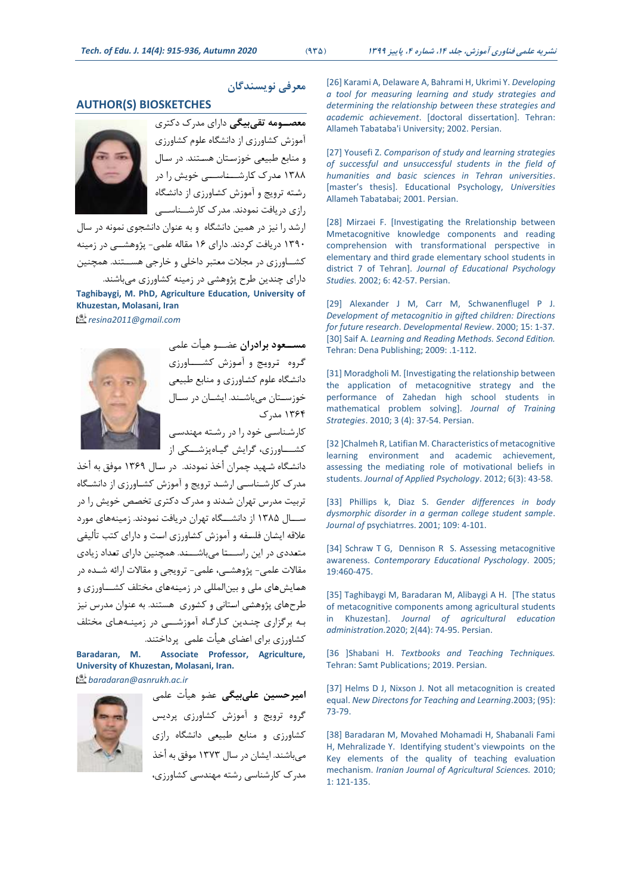[26] Karami A, Delaware A, Bahrami H, Ukrimi Y. *Developing a tool for measuring learning and study strategies and determining the relationship between these strategies and academic achievement*. [doctoral dissertation]. Tehran: Allameh Tabataba'i University; 2002. Persian.

[27] Yousefi Z. *Comparison of study and learning strategies of successful and unsuccessful students in the field of humanities and basic sciences in Tehran universities*. [master's thesis]. Educational Psychology, *Universities* Allameh Tabatabai; 2001. Persian.

[28] Mirzaei F. [Investigating the Rrelationship between Mmetacognitive knowledge components and reading comprehension with transformational perspective in elementary and third grade elementary school students in district 7 of Tehran]. *Journal of Educational Psychology Studies.* 2002; 6: 42-57. Persian.

[29] Alexander J M, Carr M, Schwanenflugel P J. *Development of metacognitio in gifted children: Directions for future research*. *Developmental Review*. 2000; 15: 1-37.

[30] Saif A. *Learning and Reading Methods. Second Edition.* Tehran: Dena Publishing; 2009: .1-112.

[31] Moradgholi M. [Investigating the relationship between the application of metacognitive strategy and the performance of Zahedan high school students in mathematical problem solving]. *Journal of Training Strategies*. 2010; 3 (4): 37-54. Persian.

[32 ]Chalmeh R, Latifian M. Characteristics of metacognitive learning environment and academic achievement, assessing the mediating role of motivational beliefs in students. *Journal of Applied Psychology*. 2012; 6(3): 43-58.

[33] Phillips k, Diaz S. *Gender differences in body dysmorphic disorder in a german college student sample*. *Journal of* psychiatrres. 2001; 109: 4-101.

[34] Schraw T G, Dennison R S. Assessing metacognitive awareness. *Contemporary Educational Psychology*. 2005; 19:460-475.

[35] Taghibaygi M, Baradaran M, Alibaygi A H. [The status of metacognitive components among agricultural students in Khuzestan]. *Journal of agricultural education administration.*2020; 2(44): 74-95. Persian.

[36 ]Shabani H. *Textbooks and Teaching Techniques.* Tehran: Samt Publications; 2019. Persian.

[37] Helms D J, Nixson J. Not all metacognition is created equal. *New Directons for Teaching and Learning*.2003; (95): 73-79.

[38] Baradaran M, Movahed Mohamadi H, Shabanali Fami H, Mehralizade Y. Identifying student's viewpoints on the Key elements of the quality of teaching evaluation mechanism. *Iranian Journal of Agricultural Sciences.* 2010; 1: 121-135.

## معرفی نویسندگان

## AUTHOR(S) BIOSKETCHES

**معصومه تقی‌بیگی** دارای مدرک دکتری آموزش کشاورزی از دانشگاه علوم کشاورزی و منابع طبیعی خوزستان هستند. در سال ۱۳۸۸ مدرک کارشناسی خویش را در رشته ترویج و آموزش کشاورزی از دانشگاه رازی دریافت نمودند. مدرک کارشناسی ارشد را نیز در همین دانشگاه و به عنوان دانشجوی نمونه در سال ۱۳۹۰ دریافت کردند. دارای ۱۶ مقاله علمی- پژوهشی در زمینه کشاورزی در مجلات معتبر داخلی و خارجی هستند. همچنین دارای چندین طرح پژوهشی در زمینه کشاورزی می‌باشند.

**Taghibaygi, M. PhD, Agriculture Education, University of Khuzestan, Molasani, Iran**

*resina2011@gmail.com*

**مسعود برادران** عضو هیأت علمی گروه ترویج و آموزش کشاورزی دانشگاه علوم کشاورزی و منابع طبیعی خوزستان می‌باشند. ایشان در سال ۱۳۶۴ مدرک کارشناسی خود را در رشته مهندسی کشاورزی، گرایش گیاه‌پزشکی از دانشگاه شهید چمران أخذ نمودند. در سال ۱۳۶۹ موفق به أخذ مدرک کارشناسی ارشد ترویج و آموزش کشاورزی از دانشگاه تربیت مدرس تهران شدند و مدرک دکتری تخصص خویش را در سال ۱۳۸۵ از دانشگاه تهران دریافت نمودند. زمینه‌های مورد علاقه ایشان فلسفه و آموزش کشاورزی است و دارای کتب تألیفی متعددی در این راستا می‌باشند. همچنین دارای تعداد زیادی مقالات علمی- پژوهشی، علمی- ترویجی و مقالات ارائه شده در همایش‌های ملی و بین‌المللی در زمینه‌های مختلف کشاورزی و طرح‌های پژوهشی استانی و کشوری هستند. به عنوان مدرس نیز به برگزاری چندین کارگاه آموزشی در زمینه‌های مختلف کشاورزی برای اعضای هیأت علمی پرداختند.

**Baradaran, M. Associate Professor, Agriculture, University of Khuzestan, Molasani, Iran.**

*baradaran@asnrukh.ac.ir*

**امیرحسین علی‌بیگی** عضو هیأت علمی گروه ترویج و آموزش کشاورزی پردیس کشاورزی و منابع طبیعی دانشگاه رازی می‌باشند. ایشان در سال ۱۳۷۳ موفق به أخذ مدرک کارشناسی رشته مهندسی کشاورزی،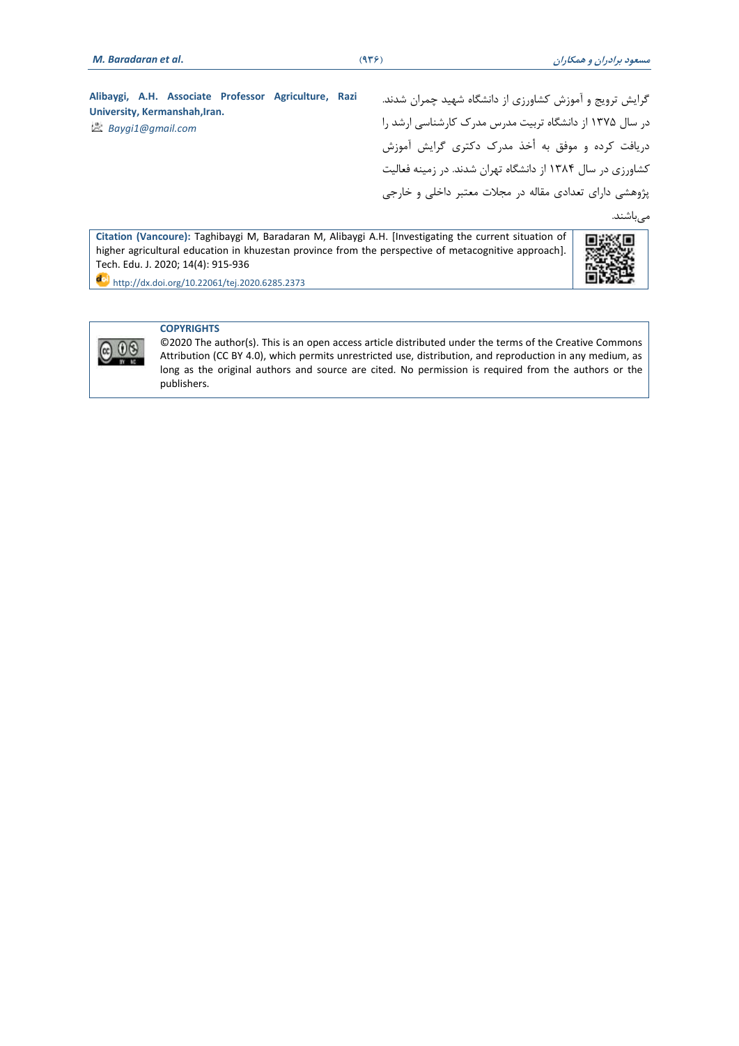گرایش ترویج و آموزش کشاورزی از دانشگاه شهید چمران شدند. در سال ۱۳۷۵ از دانشگاه تربیت مدرس مدرک کارشناسی ارشد را دریافت کرده و موفق به أخذ مدرک دکتری گرایش آموزش کشاورزی در سال ۱۳۸۴ از دانشگاه تهران شدند. در زمینه فعالیت پژوهشی دارای تعدادی مقاله در مجلات معتبر داخلی و خارجی می‌باشند.

**Alibaygi, A.H. Associate Professor Agriculture, Razi University, Kermanshah,Iran.**

*Baygi1@gmail.com*

**Citation (Vancoure):** Taghibaygi M, Baradaran M, Alibaygi A.H. [Investigating the current situation of higher agricultural education in khuzestan province from the perspective of metacognitive approach]. Tech. Edu. J. 2020; 14(4): 915-936

http://dx.doi.org/10.22061/tej.2020.6285.2373

**COPYRIGHTS**

©2020 The author(s). This is an open access article distributed under the terms of the Creative Commons Attribution (CC BY 4.0), which permits unrestricted use, distribution, and reproduction in any medium, as long as the original authors and source are cited. No permission is required from the authors or the publishers.